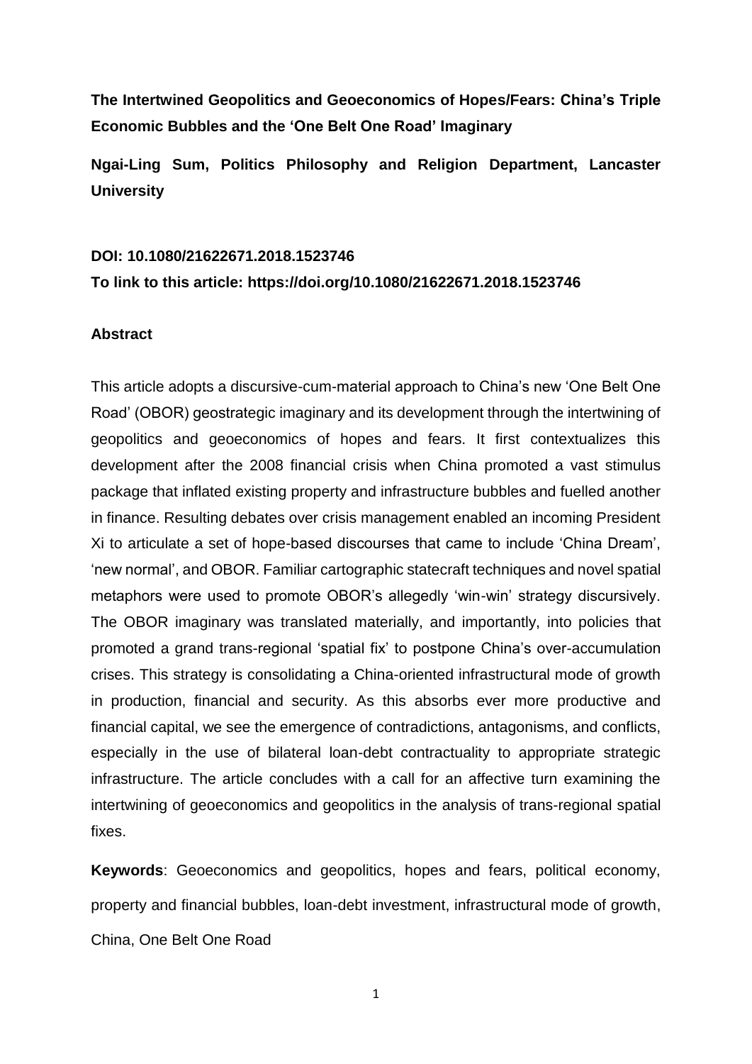# The Intertwined Geopolitics and Geoeconomics of Hopes/Fears: China's Triple Economic Bubbles and the 'One Belt One Road' Imaginary

**Ngai-Ling Sum, Politics Philosophy and Religion Department, Lancaster University**

**DOI: 10.1080/21622671.2018.1523746**

**To link to this article: https://doi.org/10.1080/21622671.2018.1523746**

## Abstract

This article adopts a discursive-cum-material approach to China's new 'One Belt One Road' (OBOR) geostrategic imaginary and its development through the intertwining of geopolitics and geoeconomics of hopes and fears. It first contextualizes this development after the 2008 financial crisis when China promoted a vast stimulus package that inflated existing property and infrastructure bubbles and fuelled another in finance. Resulting debates over crisis management enabled an incoming President Xi to articulate a set of hope-based discourses that came to include 'China Dream', 'new normal', and OBOR. Familiar cartographic statecraft techniques and novel spatial metaphors were used to promote OBOR's allegedly 'win-win' strategy discursively. The OBOR imaginary was translated materially, and importantly, into policies that promoted a grand trans-regional 'spatial fix' to postpone China's over-accumulation crises. This strategy is consolidating a China-oriented infrastructural mode of growth in production, financial and security. As this absorbs ever more productive and financial capital, we see the emergence of contradictions, antagonisms, and conflicts, especially in the use of bilateral loan-debt contractuality to appropriate strategic infrastructure. The article concludes with a call for an affective turn examining the intertwining of geoeconomics and geopolitics in the analysis of trans-regional spatial fixes.

**Keywords**: Geoeconomics and geopolitics, hopes and fears, political economy, property and financial bubbles, loan-debt investment, infrastructural mode of growth, China, One Belt One Road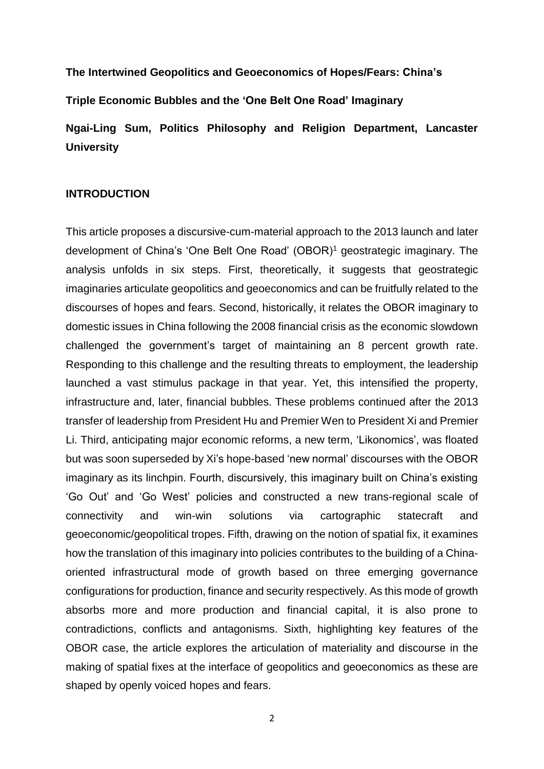**The Intertwined Geopolitics and Geoeconomics of Hopes/Fears: China's Triple Economic Bubbles and the 'One Belt One Road' Imaginary**

**Ngai-Ling Sum, Politics Philosophy and Religion Department, Lancaster University**

## INTRODUCTION

This article proposes a discursive-cum-material approach to the 2013 launch and later development of China's 'One Belt One Road' (OBOR)[1] geostrategic imaginary. The analysis unfolds in six steps. First, theoretically, it suggests that geostrategic imaginaries articulate geopolitics and geoeconomics and can be fruitfully related to the discourses of hopes and fears. Second, historically, it relates the OBOR imaginary to domestic issues in China following the 2008 financial crisis as the economic slowdown challenged the government's target of maintaining an 8 percent growth rate. Responding to this challenge and the resulting threats to employment, the leadership launched a vast stimulus package in that year. Yet, this intensified the property, infrastructure and, later, financial bubbles. These problems continued after the 2013 transfer of leadership from President Hu and Premier Wen to President Xi and Premier Li. Third, anticipating major economic reforms, a new term, 'Likonomics', was floated but was soon superseded by Xi's hope-based 'new normal' discourses with the OBOR imaginary as its linchpin. Fourth, discursively, this imaginary built on China's existing 'Go Out' and 'Go West' policies and constructed a new trans-regional scale of connectivity and win-win solutions via cartographic statecraft and geoeconomic/geopolitical tropes. Fifth, drawing on the notion of spatial fix, it examines how the translation of this imaginary into policies contributes to the building of a China-oriented infrastructural mode of growth based on three emerging governance configurations for production, finance and security respectively. As this mode of growth absorbs more and more production and financial capital, it is also prone to contradictions, conflicts and antagonisms. Sixth, highlighting key features of the OBOR case, the article explores the articulation of materiality and discourse in the making of spatial fixes at the interface of geopolitics and geoeconomics as these are shaped by openly voiced hopes and fears.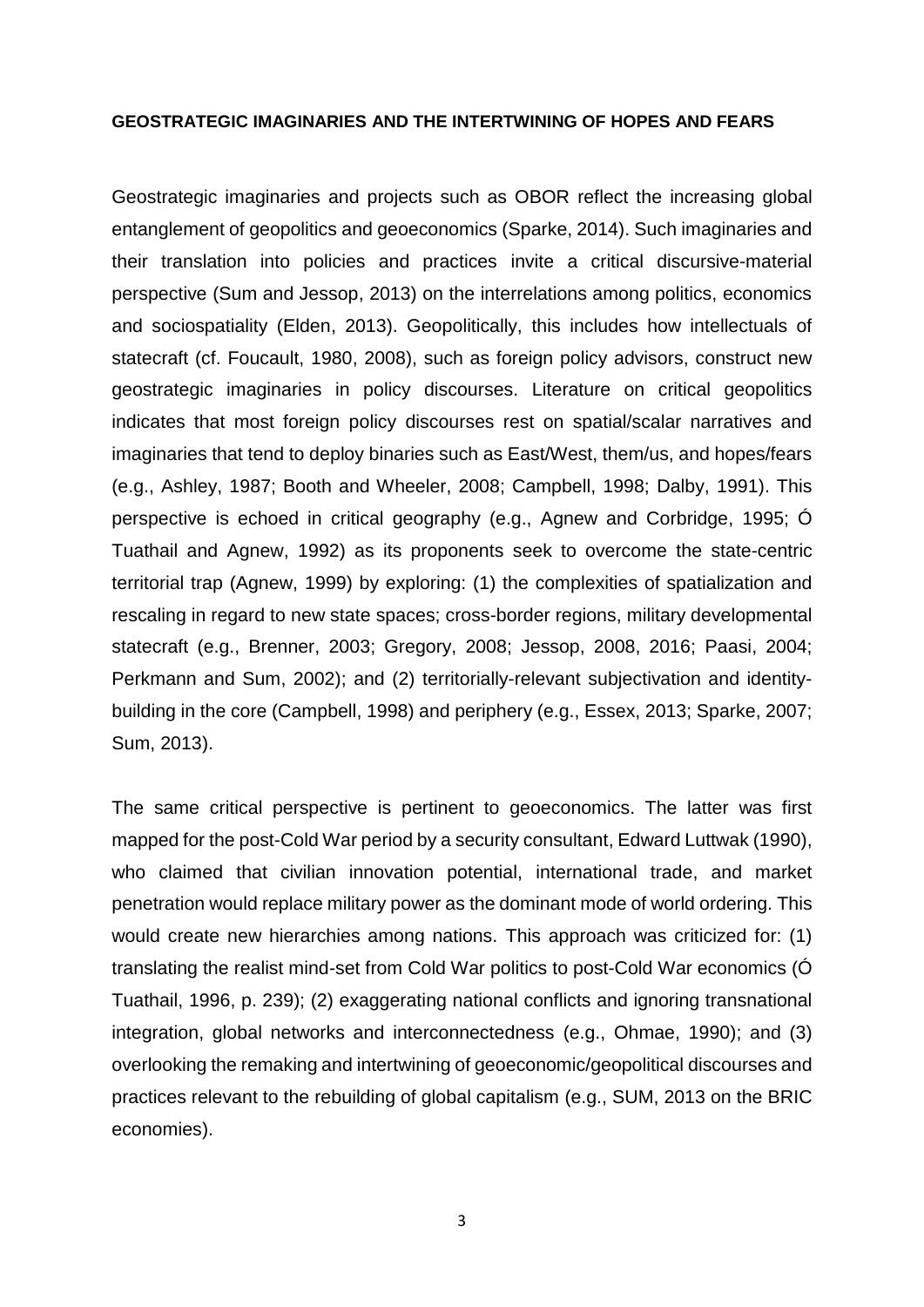**GEOSTRATEGIC IMAGINARIES AND THE INTERTWINING OF HOPES AND FEARS**

Geostrategic imaginaries and projects such as OBOR reflect the increasing global entanglement of geopolitics and geoeconomics (Sparke, 2014). Such imaginaries and their translation into policies and practices invite a critical discursive-material perspective (Sum and Jessop, 2013) on the interrelations among politics, economics and sociospatiality (Elden, 2013). Geopolitically, this includes how intellectuals of statecraft (cf. Foucault, 1980, 2008), such as foreign policy advisors, construct new geostrategic imaginaries in policy discourses. Literature on critical geopolitics indicates that most foreign policy discourses rest on spatial/scalar narratives and imaginaries that tend to deploy binaries such as East/West, them/us, and hopes/fears (e.g., Ashley, 1987; Booth and Wheeler, 2008; Campbell, 1998; Dalby, 1991). This perspective is echoed in critical geography (e.g., Agnew and Corbridge, 1995; Ó Tuathail and Agnew, 1992) as its proponents seek to overcome the state-centric territorial trap (Agnew, 1999) by exploring: (1) the complexities of spatialization and rescaling in regard to new state spaces; cross-border regions, military developmental statecraft (e.g., Brenner, 2003; Gregory, 2008; Jessop, 2008, 2016; Paasi, 2004; Perkmann and Sum, 2002); and (2) territorially-relevant subjectivation and identity-building in the core (Campbell, 1998) and periphery (e.g., Essex, 2013; Sparke, 2007; Sum, 2013).

The same critical perspective is pertinent to geoeconomics. The latter was first mapped for the post-Cold War period by a security consultant, Edward Luttwak (1990), who claimed that civilian innovation potential, international trade, and market penetration would replace military power as the dominant mode of world ordering. This would create new hierarchies among nations. This approach was criticized for: (1) translating the realist mind-set from Cold War politics to post-Cold War economics (Ó Tuathail, 1996, p. 239); (2) exaggerating national conflicts and ignoring transnational integration, global networks and interconnectedness (e.g., Ohmae, 1990); and (3) overlooking the remaking and intertwining of geoeconomic/geopolitical discourses and practices relevant to the rebuilding of global capitalism (e.g., SUM, 2013 on the BRIC economies).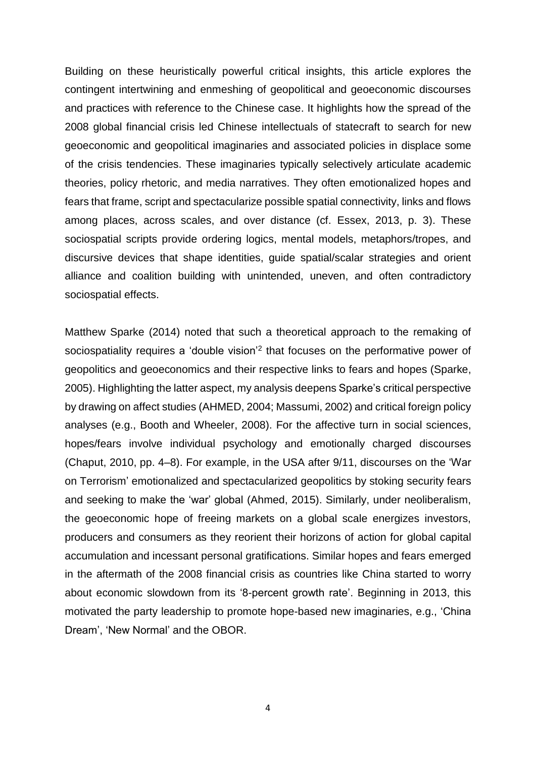Building on these heuristically powerful critical insights, this article explores the contingent intertwining and enmeshing of geopolitical and geoeconomic discourses and practices with reference to the Chinese case. It highlights how the spread of the 2008 global financial crisis led Chinese intellectuals of statecraft to search for new geoeconomic and geopolitical imaginaries and associated policies in displace some of the crisis tendencies. These imaginaries typically selectively articulate academic theories, policy rhetoric, and media narratives. They often emotionalized hopes and fears that frame, script and spectacularize possible spatial connectivity, links and flows among places, across scales, and over distance (cf. Essex, 2013, p. 3). These sociospatial scripts provide ordering logics, mental models, metaphors/tropes, and discursive devices that shape identities, guide spatial/scalar strategies and orient alliance and coalition building with unintended, uneven, and often contradictory sociospatial effects.

Matthew Sparke (2014) noted that such a theoretical approach to the remaking of sociospatiality requires a 'double vision'[2] that focuses on the performative power of geopolitics and geoeconomics and their respective links to fears and hopes (Sparke, 2005). Highlighting the latter aspect, my analysis deepens Sparke's critical perspective by drawing on affect studies (AHMED, 2004; Massumi, 2002) and critical foreign policy analyses (e.g., Booth and Wheeler, 2008). For the affective turn in social sciences, hopes/fears involve individual psychology and emotionally charged discourses (Chaput, 2010, pp. 4–8). For example, in the USA after 9/11, discourses on the 'War on Terrorism' emotionalized and spectacularized geopolitics by stoking security fears and seeking to make the 'war' global (Ahmed, 2015). Similarly, under neoliberalism, the geoeconomic hope of freeing markets on a global scale energizes investors, producers and consumers as they reorient their horizons of action for global capital accumulation and incessant personal gratifications. Similar hopes and fears emerged in the aftermath of the 2008 financial crisis as countries like China started to worry about economic slowdown from its '8-percent growth rate'. Beginning in 2013, this motivated the party leadership to promote hope-based new imaginaries, e.g., 'China Dream', 'New Normal' and the OBOR.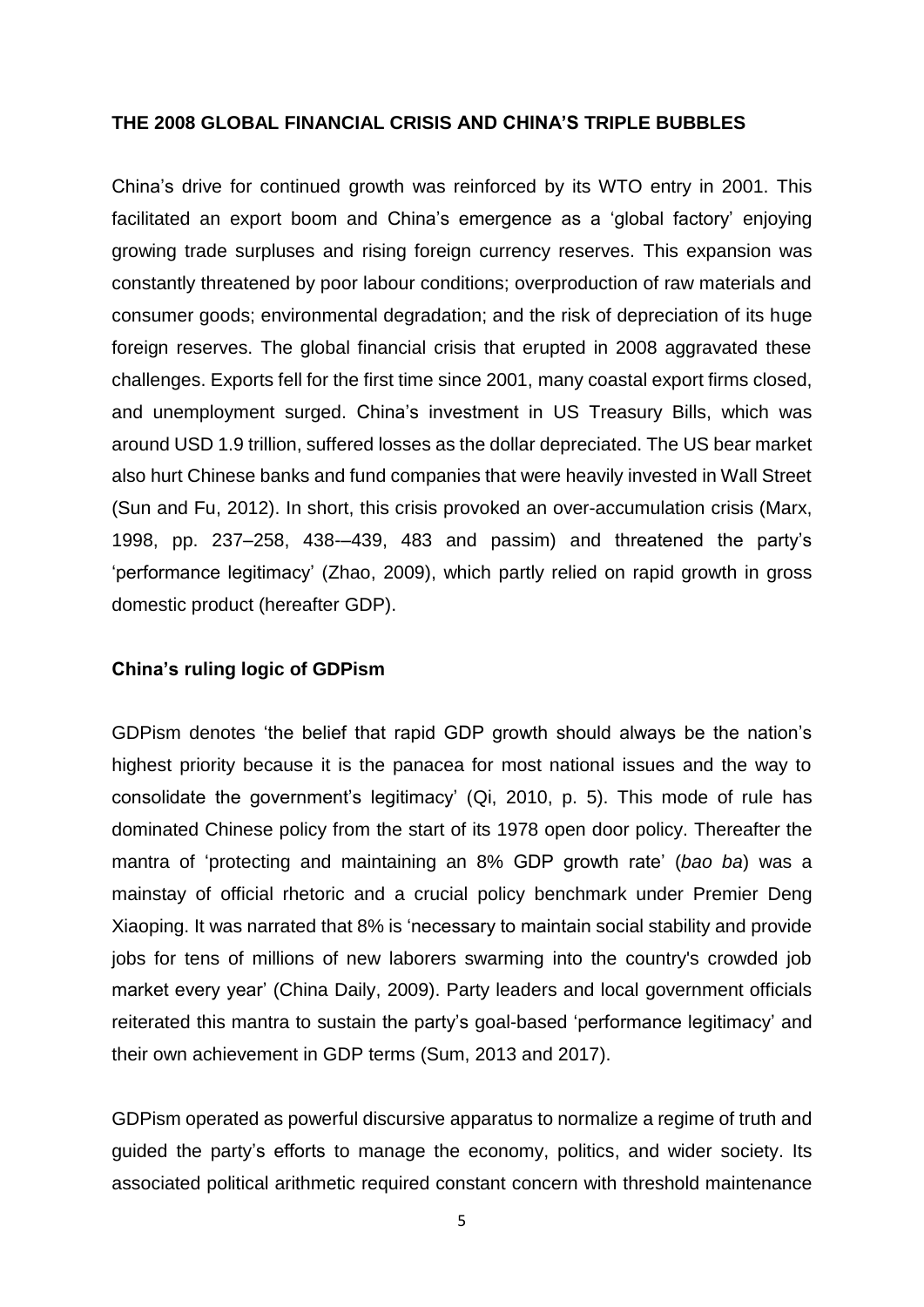## THE 2008 GLOBAL FINANCIAL CRISIS AND CHINA'S TRIPLE BUBBLES

China's drive for continued growth was reinforced by its WTO entry in 2001. This facilitated an export boom and China's emergence as a 'global factory' enjoying growing trade surpluses and rising foreign currency reserves. This expansion was constantly threatened by poor labour conditions; overproduction of raw materials and consumer goods; environmental degradation; and the risk of depreciation of its huge foreign reserves. The global financial crisis that erupted in 2008 aggravated these challenges. Exports fell for the first time since 2001, many coastal export firms closed, and unemployment surged. China's investment in US Treasury Bills, which was around USD 1.9 trillion, suffered losses as the dollar depreciated. The US bear market also hurt Chinese banks and fund companies that were heavily invested in Wall Street (Sun and Fu, 2012). In short, this crisis provoked an over-accumulation crisis (Marx, 1998, pp. 237–258, 438-–439, 483 and passim) and threatened the party's 'performance legitimacy' (Zhao, 2009), which partly relied on rapid growth in gross domestic product (hereafter GDP).

### China's ruling logic of GDPism

GDPism denotes 'the belief that rapid GDP growth should always be the nation's highest priority because it is the panacea for most national issues and the way to consolidate the government's legitimacy' (Qi, 2010, p. 5). This mode of rule has dominated Chinese policy from the start of its 1978 open door policy. Thereafter the mantra of 'protecting and maintaining an 8% GDP growth rate' (*bao ba*) was a mainstay of official rhetoric and a crucial policy benchmark under Premier Deng Xiaoping. It was narrated that 8% is 'necessary to maintain social stability and provide jobs for tens of millions of new laborers swarming into the country's crowded job market every year' (China Daily, 2009). Party leaders and local government officials reiterated this mantra to sustain the party's goal-based 'performance legitimacy' and their own achievement in GDP terms (Sum, 2013 and 2017).

GDPism operated as powerful discursive apparatus to normalize a regime of truth and guided the party's efforts to manage the economy, politics, and wider society. Its associated political arithmetic required constant concern with threshold maintenance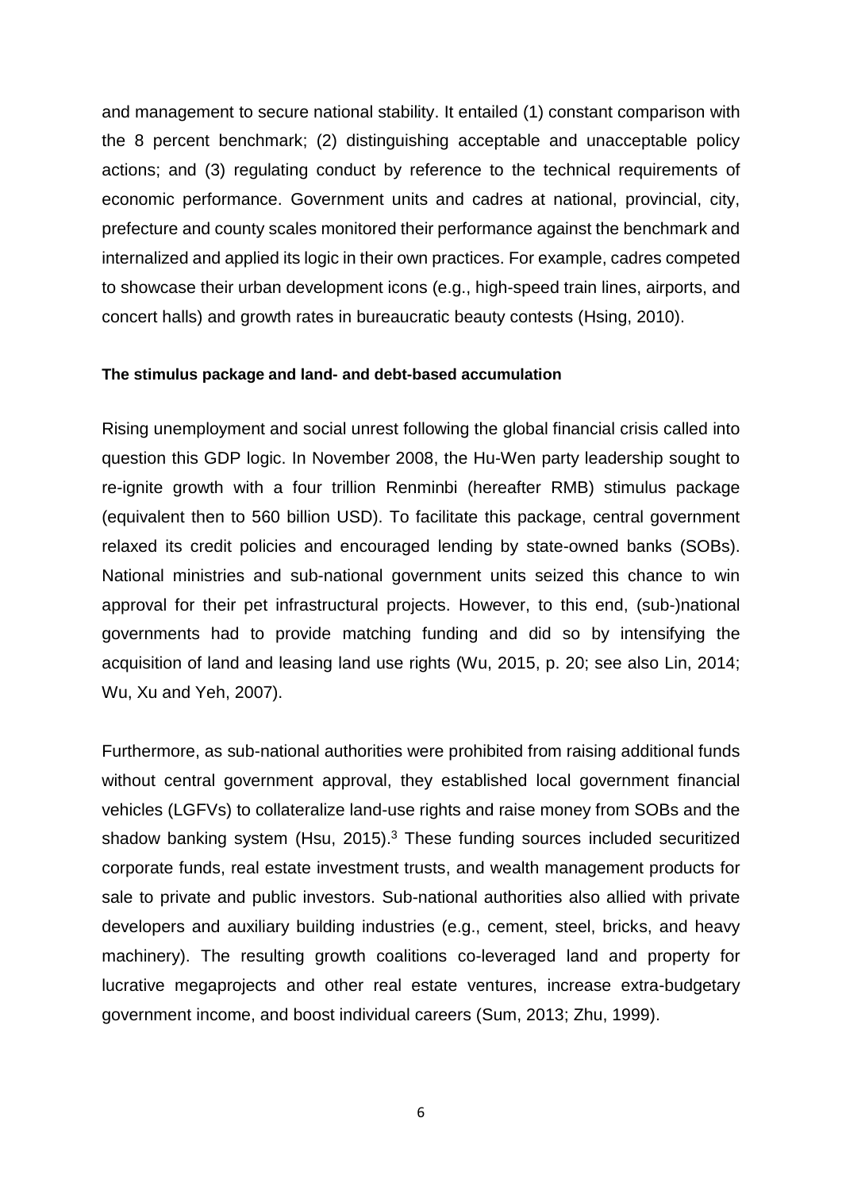and management to secure national stability. It entailed (1) constant comparison with the 8 percent benchmark; (2) distinguishing acceptable and unacceptable policy actions; and (3) regulating conduct by reference to the technical requirements of economic performance. Government units and cadres at national, provincial, city, prefecture and county scales monitored their performance against the benchmark and internalized and applied its logic in their own practices. For example, cadres competed to showcase their urban development icons (e.g., high-speed train lines, airports, and concert halls) and growth rates in bureaucratic beauty contests (Hsing, 2010).

**The stimulus package and land- and debt-based accumulation**

Rising unemployment and social unrest following the global financial crisis called into question this GDP logic. In November 2008, the Hu-Wen party leadership sought to re-ignite growth with a four trillion Renminbi (hereafter RMB) stimulus package (equivalent then to 560 billion USD). To facilitate this package, central government relaxed its credit policies and encouraged lending by state-owned banks (SOBs). National ministries and sub-national government units seized this chance to win approval for their pet infrastructural projects. However, to this end, (sub-)national governments had to provide matching funding and did so by intensifying the acquisition of land and leasing land use rights (Wu, 2015, p. 20; see also Lin, 2014; Wu, Xu and Yeh, 2007).

Furthermore, as sub-national authorities were prohibited from raising additional funds without central government approval, they established local government financial vehicles (LGFVs) to collateralize land-use rights and raise money from SOBs and the shadow banking system (Hsu, 2015).[3] These funding sources included securitized corporate funds, real estate investment trusts, and wealth management products for sale to private and public investors. Sub-national authorities also allied with private developers and auxiliary building industries (e.g., cement, steel, bricks, and heavy machinery). The resulting growth coalitions co-leveraged land and property for lucrative megaprojects and other real estate ventures, increase extra-budgetary government income, and boost individual careers (Sum, 2013; Zhu, 1999).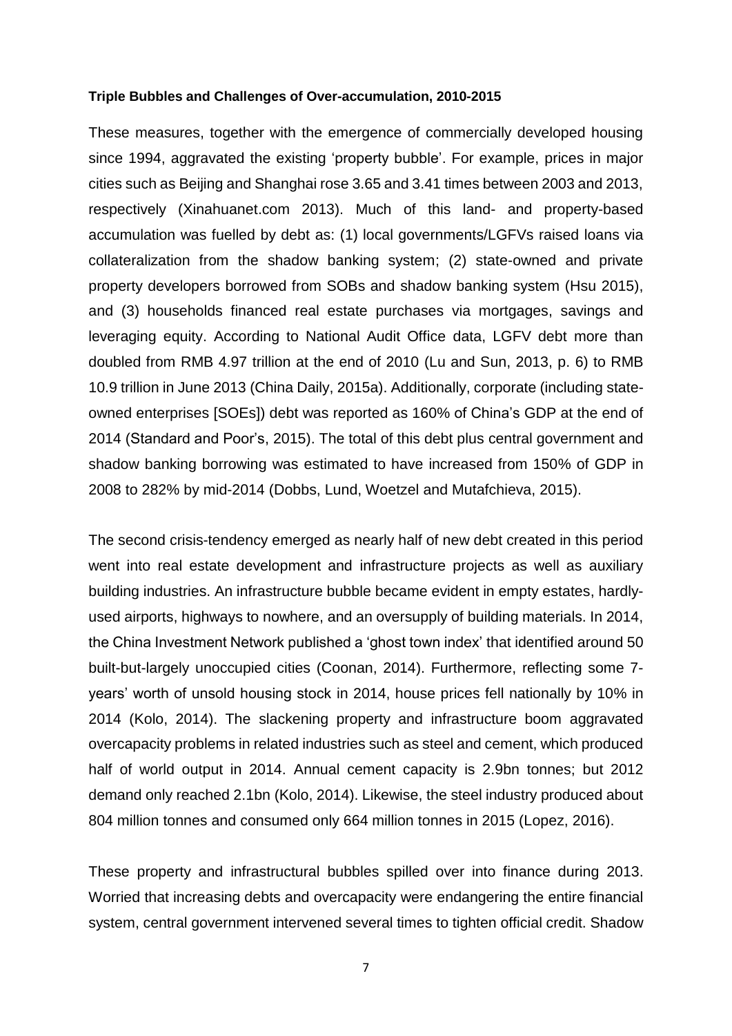**Triple Bubbles and Challenges of Over-accumulation, 2010-2015**

These measures, together with the emergence of commercially developed housing since 1994, aggravated the existing 'property bubble'. For example, prices in major cities such as Beijing and Shanghai rose 3.65 and 3.41 times between 2003 and 2013, respectively (Xinahuanet.com 2013). Much of this land- and property-based accumulation was fuelled by debt as: (1) local governments/LGFVs raised loans via collateralization from the shadow banking system; (2) state-owned and private property developers borrowed from SOBs and shadow banking system (Hsu 2015), and (3) households financed real estate purchases via mortgages, savings and leveraging equity. According to National Audit Office data, LGFV debt more than doubled from RMB 4.97 trillion at the end of 2010 (Lu and Sun, 2013, p. 6) to RMB 10.9 trillion in June 2013 (China Daily, 2015a). Additionally, corporate (including state-owned enterprises [SOEs]) debt was reported as 160% of China's GDP at the end of 2014 (Standard and Poor's, 2015). The total of this debt plus central government and shadow banking borrowing was estimated to have increased from 150% of GDP in 2008 to 282% by mid-2014 (Dobbs, Lund, Woetzel and Mutafchieva, 2015).

The second crisis-tendency emerged as nearly half of new debt created in this period went into real estate development and infrastructure projects as well as auxiliary building industries. An infrastructure bubble became evident in empty estates, hardly-used airports, highways to nowhere, and an oversupply of building materials. In 2014, the China Investment Network published a 'ghost town index' that identified around 50 built-but-largely unoccupied cities (Coonan, 2014). Furthermore, reflecting some 7-years' worth of unsold housing stock in 2014, house prices fell nationally by 10% in 2014 (Kolo, 2014). The slackening property and infrastructure boom aggravated overcapacity problems in related industries such as steel and cement, which produced half of world output in 2014. Annual cement capacity is 2.9bn tonnes; but 2012 demand only reached 2.1bn (Kolo, 2014). Likewise, the steel industry produced about 804 million tonnes and consumed only 664 million tonnes in 2015 (Lopez, 2016).

These property and infrastructural bubbles spilled over into finance during 2013. Worried that increasing debts and overcapacity were endangering the entire financial system, central government intervened several times to tighten official credit. Shadow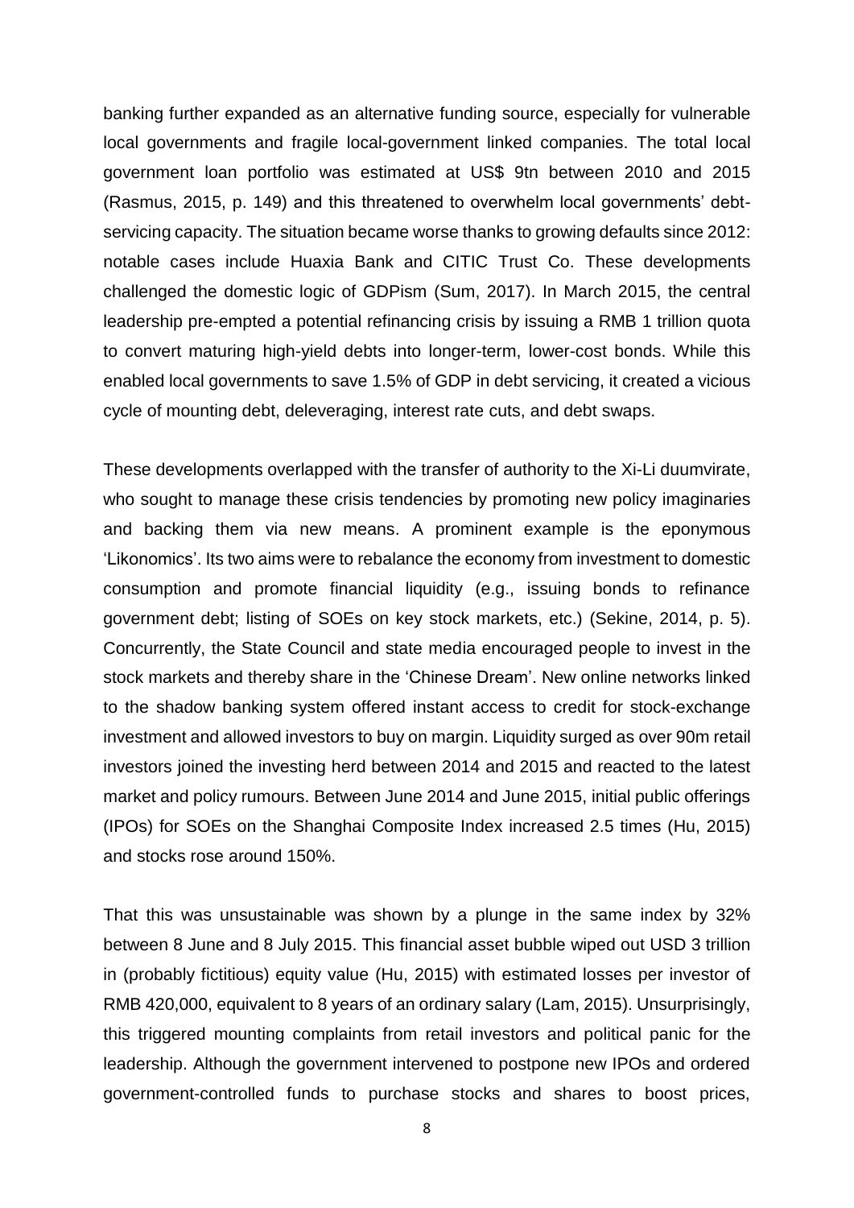banking further expanded as an alternative funding source, especially for vulnerable local governments and fragile local-government linked companies. The total local government loan portfolio was estimated at US$ 9tn between 2010 and 2015 (Rasmus, 2015, p. 149) and this threatened to overwhelm local governments' debt-servicing capacity. The situation became worse thanks to growing defaults since 2012: notable cases include Huaxia Bank and CITIC Trust Co. These developments challenged the domestic logic of GDPism (Sum, 2017). In March 2015, the central leadership pre-empted a potential refinancing crisis by issuing a RMB 1 trillion quota to convert maturing high-yield debts into longer-term, lower-cost bonds. While this enabled local governments to save 1.5% of GDP in debt servicing, it created a vicious cycle of mounting debt, deleveraging, interest rate cuts, and debt swaps.

These developments overlapped with the transfer of authority to the Xi-Li duumvirate, who sought to manage these crisis tendencies by promoting new policy imaginaries and backing them via new means. A prominent example is the eponymous 'Likonomics'. Its two aims were to rebalance the economy from investment to domestic consumption and promote financial liquidity (e.g., issuing bonds to refinance government debt; listing of SOEs on key stock markets, etc.) (Sekine, 2014, p. 5). Concurrently, the State Council and state media encouraged people to invest in the stock markets and thereby share in the 'Chinese Dream'. New online networks linked to the shadow banking system offered instant access to credit for stock-exchange investment and allowed investors to buy on margin. Liquidity surged as over 90m retail investors joined the investing herd between 2014 and 2015 and reacted to the latest market and policy rumours. Between June 2014 and June 2015, initial public offerings (IPOs) for SOEs on the Shanghai Composite Index increased 2.5 times (Hu, 2015) and stocks rose around 150%.

That this was unsustainable was shown by a plunge in the same index by 32% between 8 June and 8 July 2015. This financial asset bubble wiped out USD 3 trillion in (probably fictitious) equity value (Hu, 2015) with estimated losses per investor of RMB 420,000, equivalent to 8 years of an ordinary salary (Lam, 2015). Unsurprisingly, this triggered mounting complaints from retail investors and political panic for the leadership. Although the government intervened to postpone new IPOs and ordered government-controlled funds to purchase stocks and shares to boost prices,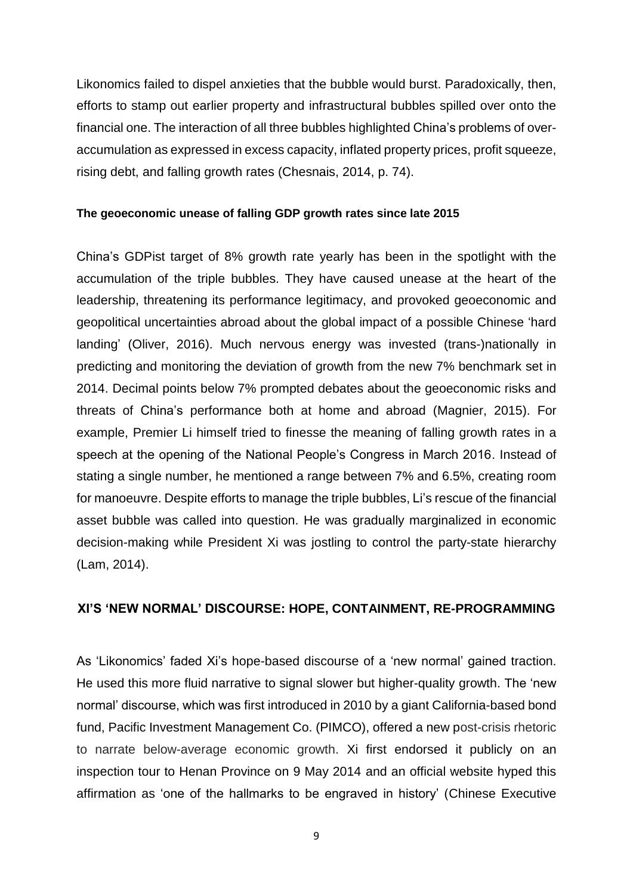Likonomics failed to dispel anxieties that the bubble would burst. Paradoxically, then, efforts to stamp out earlier property and infrastructural bubbles spilled over onto the financial one. The interaction of all three bubbles highlighted China's problems of over-accumulation as expressed in excess capacity, inflated property prices, profit squeeze, rising debt, and falling growth rates (Chesnais, 2014, p. 74).

### The geoeconomic unease of falling GDP growth rates since late 2015

China's GDPist target of 8% growth rate yearly has been in the spotlight with the accumulation of the triple bubbles. They have caused unease at the heart of the leadership, threatening its performance legitimacy, and provoked geoeconomic and geopolitical uncertainties abroad about the global impact of a possible Chinese 'hard landing' (Oliver, 2016). Much nervous energy was invested (trans-)nationally in predicting and monitoring the deviation of growth from the new 7% benchmark set in 2014. Decimal points below 7% prompted debates about the geoeconomic risks and threats of China's performance both at home and abroad (Magnier, 2015). For example, Premier Li himself tried to finesse the meaning of falling growth rates in a speech at the opening of the National People's Congress in March 2016. Instead of stating a single number, he mentioned a range between 7% and 6.5%, creating room for manoeuvre. Despite efforts to manage the triple bubbles, Li's rescue of the financial asset bubble was called into question. He was gradually marginalized in economic decision-making while President Xi was jostling to control the party-state hierarchy (Lam, 2014).

## XI'S 'NEW NORMAL' DISCOURSE: HOPE, CONTAINMENT, RE-PROGRAMMING

As 'Likonomics' faded Xi's hope-based discourse of a 'new normal' gained traction. He used this more fluid narrative to signal slower but higher-quality growth. The 'new normal' discourse, which was first introduced in 2010 by a giant California-based bond fund, Pacific Investment Management Co. (PIMCO), offered a new post-crisis rhetoric to narrate below-average economic growth. Xi first endorsed it publicly on an inspection tour to Henan Province on 9 May 2014 and an official website hyped this affirmation as 'one of the hallmarks to be engraved in history' (Chinese Executive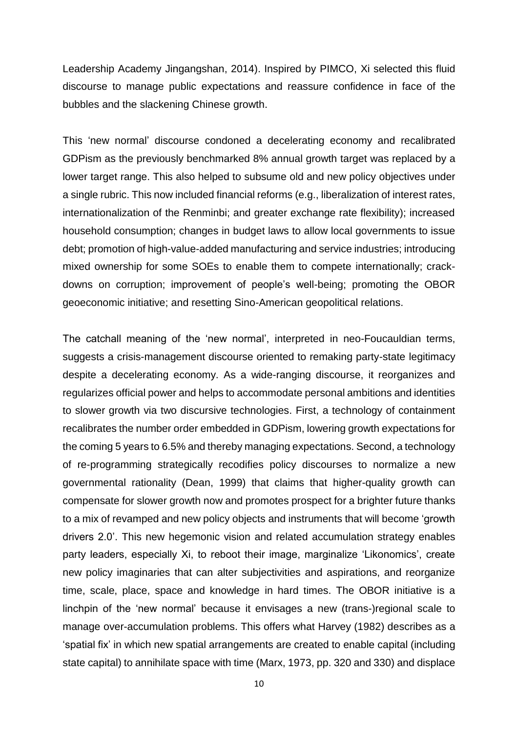Leadership Academy Jingangshan, 2014). Inspired by PIMCO, Xi selected this fluid discourse to manage public expectations and reassure confidence in face of the bubbles and the slackening Chinese growth.

This 'new normal' discourse condoned a decelerating economy and recalibrated GDPism as the previously benchmarked 8% annual growth target was replaced by a lower target range. This also helped to subsume old and new policy objectives under a single rubric. This now included financial reforms (e.g., liberalization of interest rates, internationalization of the Renminbi; and greater exchange rate flexibility); increased household consumption; changes in budget laws to allow local governments to issue debt; promotion of high-value-added manufacturing and service industries; introducing mixed ownership for some SOEs to enable them to compete internationally; crack-downs on corruption; improvement of people's well-being; promoting the OBOR geoeconomic initiative; and resetting Sino-American geopolitical relations.

The catchall meaning of the 'new normal', interpreted in neo-Foucauldian terms, suggests a crisis-management discourse oriented to remaking party-state legitimacy despite a decelerating economy. As a wide-ranging discourse, it reorganizes and regularizes official power and helps to accommodate personal ambitions and identities to slower growth via two discursive technologies. First, a technology of containment recalibrates the number order embedded in GDPism, lowering growth expectations for the coming 5 years to 6.5% and thereby managing expectations. Second, a technology of re-programming strategically recodifies policy discourses to normalize a new governmental rationality (Dean, 1999) that claims that higher-quality growth can compensate for slower growth now and promotes prospect for a brighter future thanks to a mix of revamped and new policy objects and instruments that will become 'growth drivers 2.0'. This new hegemonic vision and related accumulation strategy enables party leaders, especially Xi, to reboot their image, marginalize 'Likonomics', create new policy imaginaries that can alter subjectivities and aspirations, and reorganize time, scale, place, space and knowledge in hard times. The OBOR initiative is a linchpin of the 'new normal' because it envisages a new (trans-)regional scale to manage over-accumulation problems. This offers what Harvey (1982) describes as a 'spatial fix' in which new spatial arrangements are created to enable capital (including state capital) to annihilate space with time (Marx, 1973, pp. 320 and 330) and displace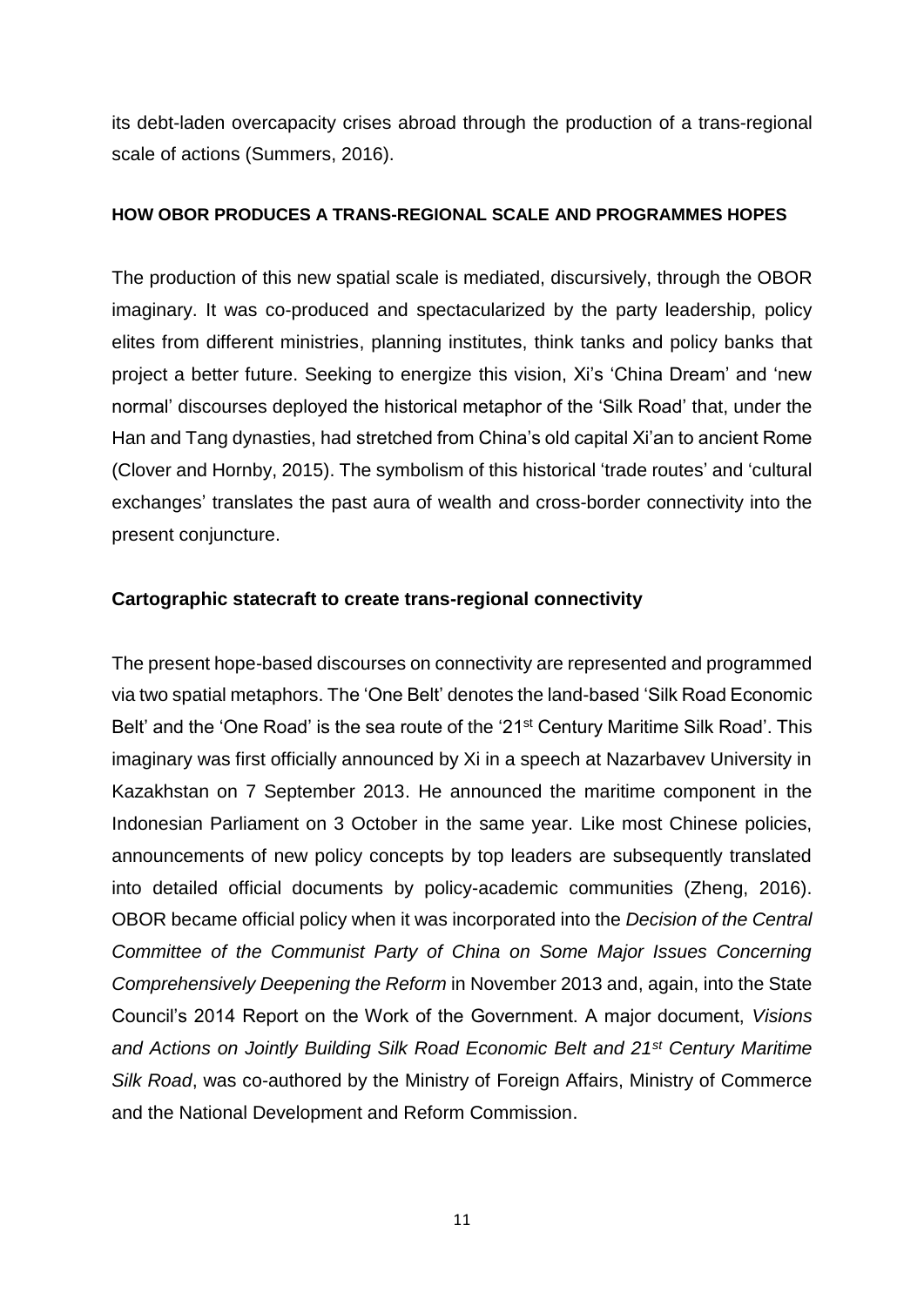its debt-laden overcapacity crises abroad through the production of a trans-regional scale of actions (Summers, 2016).

## HOW OBOR PRODUCES A TRANS-REGIONAL SCALE AND PROGRAMMES HOPES

The production of this new spatial scale is mediated, discursively, through the OBOR imaginary. It was co-produced and spectacularized by the party leadership, policy elites from different ministries, planning institutes, think tanks and policy banks that project a better future. Seeking to energize this vision, Xi's 'China Dream' and 'new normal' discourses deployed the historical metaphor of the 'Silk Road' that, under the Han and Tang dynasties, had stretched from China's old capital Xi'an to ancient Rome (Clover and Hornby, 2015). The symbolism of this historical 'trade routes' and 'cultural exchanges' translates the past aura of wealth and cross-border connectivity into the present conjuncture.

### Cartographic statecraft to create trans-regional connectivity

The present hope-based discourses on connectivity are represented and programmed via two spatial metaphors. The 'One Belt' denotes the land-based 'Silk Road Economic Belt' and the 'One Road' is the sea route of the '21st Century Maritime Silk Road'. This imaginary was first officially announced by Xi in a speech at Nazarbavev University in Kazakhstan on 7 September 2013. He announced the maritime component in the Indonesian Parliament on 3 October in the same year. Like most Chinese policies, announcements of new policy concepts by top leaders are subsequently translated into detailed official documents by policy-academic communities (Zheng, 2016). OBOR became official policy when it was incorporated into the *Decision of the Central Committee of the Communist Party of China on Some Major Issues Concerning Comprehensively Deepening the Reform* in November 2013 and, again, into the State Council's 2014 Report on the Work of the Government. A major document, *Visions and Actions on Jointly Building Silk Road Economic Belt and 21st Century Maritime Silk Road*, was co-authored by the Ministry of Foreign Affairs, Ministry of Commerce and the National Development and Reform Commission.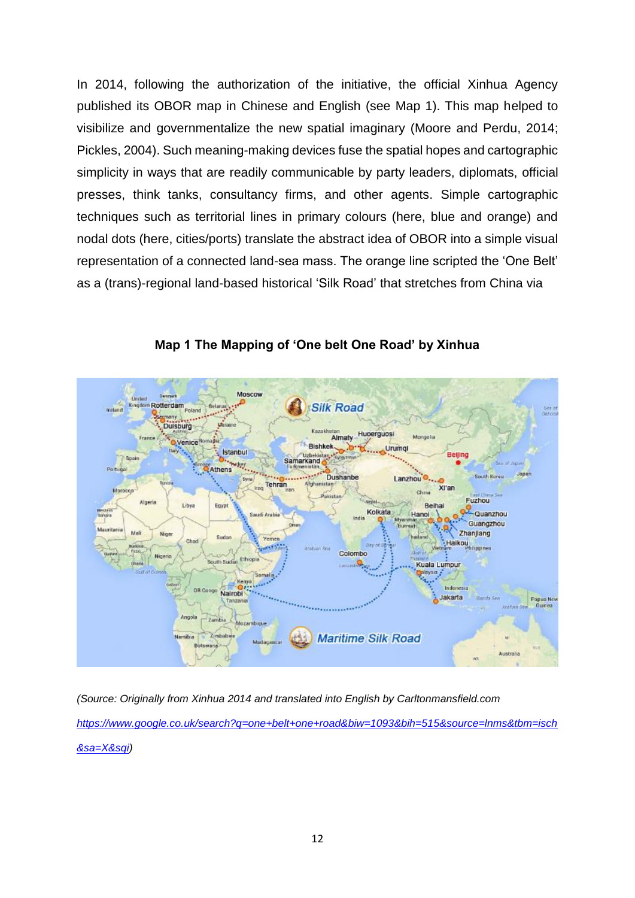In 2014, following the authorization of the initiative, the official Xinhua Agency published its OBOR map in Chinese and English (see Map 1). This map helped to visibilize and governmentalize the new spatial imaginary (Moore and Perdu, 2014; Pickles, 2004). Such meaning-making devices fuse the spatial hopes and cartographic simplicity in ways that are readily communicable by party leaders, diplomats, official presses, think tanks, consultancy firms, and other agents. Simple cartographic techniques such as territorial lines in primary colours (here, blue and orange) and nodal dots (here, cities/ports) translate the abstract idea of OBOR into a simple visual representation of a connected land-sea mass. The orange line scripted the 'One Belt' as a (trans)-regional land-based historical 'Silk Road' that stretches from China via

**Map 1 The Mapping of 'One belt One Road' by Xinhua**

*(Source: Originally from Xinhua 2014 and translated into English by Carltonmansfield.com [https://www.google.co.uk/search?q=one+belt+one+road&biw=1093&bih=515&source=lnms&tbm=isch&sa=X&sqi](https://www.google.co.uk/search?q=one+belt+one+road&biw=1093&bih=515&source=lnms&tbm=isch&sa=X&sqi))*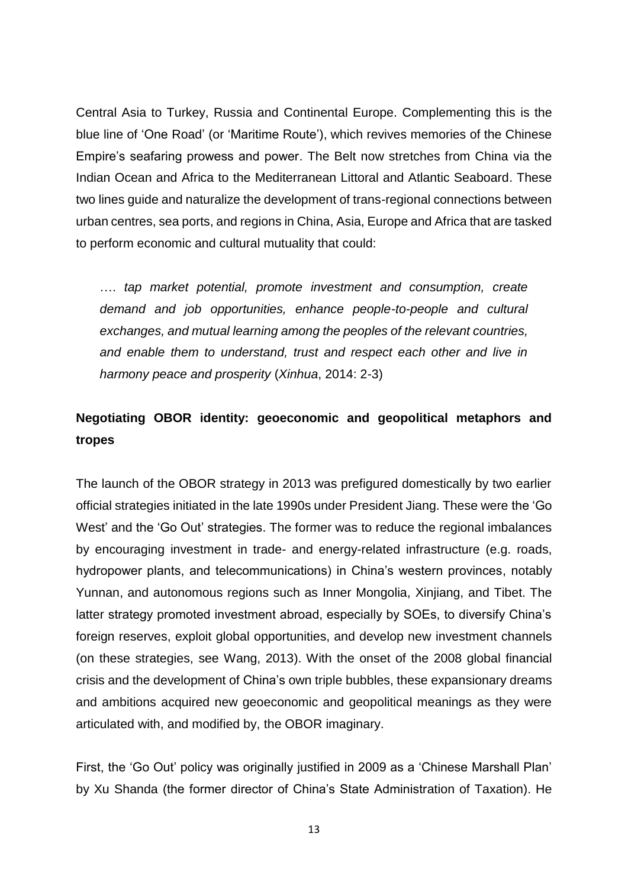Central Asia to Turkey, Russia and Continental Europe. Complementing this is the blue line of 'One Road' (or 'Maritime Route'), which revives memories of the Chinese Empire's seafaring prowess and power. The Belt now stretches from China via the Indian Ocean and Africa to the Mediterranean Littoral and Atlantic Seaboard. These two lines guide and naturalize the development of trans-regional connections between urban centres, sea ports, and regions in China, Asia, Europe and Africa that are tasked to perform economic and cultural mutuality that could:

> …. *tap market potential, promote investment and consumption, create demand and job opportunities, enhance people-to-people and cultural exchanges, and mutual learning among the peoples of the relevant countries, and enable them to understand, trust and respect each other and live in harmony peace and prosperity* (*Xinhua*, 2014: 2-3)

## Negotiating OBOR identity: geoeconomic and geopolitical metaphors and tropes

The launch of the OBOR strategy in 2013 was prefigured domestically by two earlier official strategies initiated in the late 1990s under President Jiang. These were the 'Go West' and the 'Go Out' strategies. The former was to reduce the regional imbalances by encouraging investment in trade- and energy-related infrastructure (e.g. roads, hydropower plants, and telecommunications) in China's western provinces, notably Yunnan, and autonomous regions such as Inner Mongolia, Xinjiang, and Tibet. The latter strategy promoted investment abroad, especially by SOEs, to diversify China's foreign reserves, exploit global opportunities, and develop new investment channels (on these strategies, see Wang, 2013). With the onset of the 2008 global financial crisis and the development of China's own triple bubbles, these expansionary dreams and ambitions acquired new geoeconomic and geopolitical meanings as they were articulated with, and modified by, the OBOR imaginary.

First, the 'Go Out' policy was originally justified in 2009 as a 'Chinese Marshall Plan' by Xu Shanda (the former director of China's State Administration of Taxation). He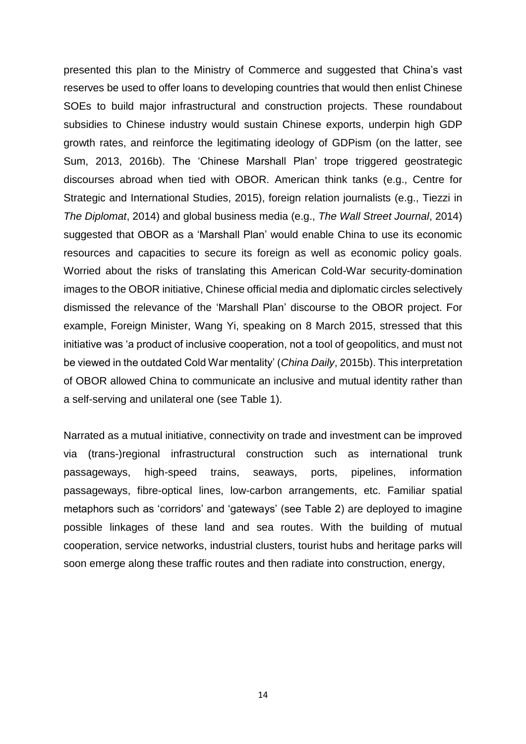presented this plan to the Ministry of Commerce and suggested that China's vast reserves be used to offer loans to developing countries that would then enlist Chinese SOEs to build major infrastructural and construction projects. These roundabout subsidies to Chinese industry would sustain Chinese exports, underpin high GDP growth rates, and reinforce the legitimating ideology of GDPism (on the latter, see Sum, 2013, 2016b). The 'Chinese Marshall Plan' trope triggered geostrategic discourses abroad when tied with OBOR. American think tanks (e.g., Centre for Strategic and International Studies, 2015), foreign relation journalists (e.g., Tiezzi in *The Diplomat*, 2014) and global business media (e.g., *The Wall Street Journal*, 2014) suggested that OBOR as a 'Marshall Plan' would enable China to use its economic resources and capacities to secure its foreign as well as economic policy goals. Worried about the risks of translating this American Cold-War security-domination images to the OBOR initiative, Chinese official media and diplomatic circles selectively dismissed the relevance of the 'Marshall Plan' discourse to the OBOR project. For example, Foreign Minister, Wang Yi, speaking on 8 March 2015, stressed that this initiative was 'a product of inclusive cooperation, not a tool of geopolitics, and must not be viewed in the outdated Cold War mentality' (*China Daily*, 2015b). This interpretation of OBOR allowed China to communicate an inclusive and mutual identity rather than a self-serving and unilateral one (see Table 1).

Narrated as a mutual initiative, connectivity on trade and investment can be improved via (trans-)regional infrastructural construction such as international trunk passageways, high-speed trains, seaways, ports, pipelines, information passageways, fibre-optical lines, low-carbon arrangements, etc. Familiar spatial metaphors such as 'corridors' and 'gateways' (see Table 2) are deployed to imagine possible linkages of these land and sea routes. With the building of mutual cooperation, service networks, industrial clusters, tourist hubs and heritage parks will soon emerge along these traffic routes and then radiate into construction, energy,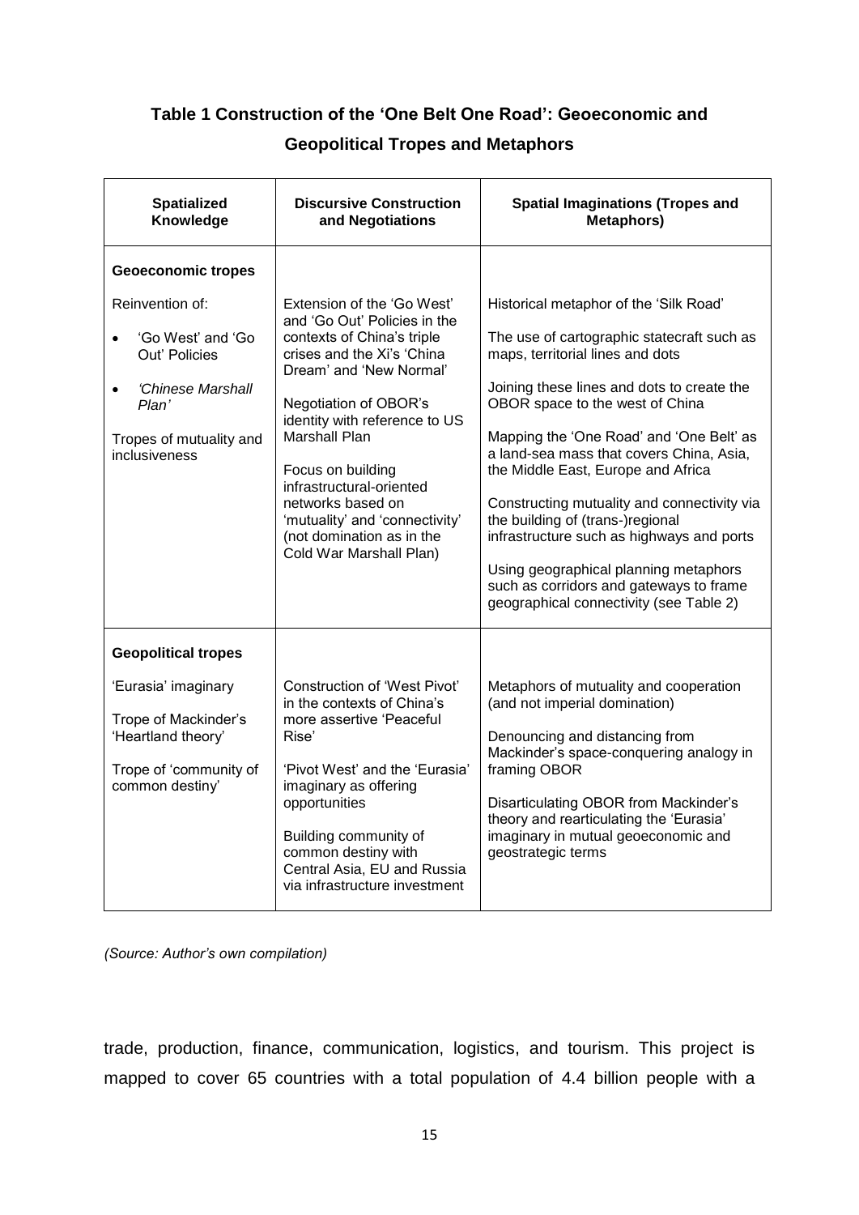**Table 1 Construction of the 'One Belt One Road': Geoeconomic and Geopolitical Tropes and Metaphors**

| Spatialized Knowledge | Discursive Construction and Negotiations | Spatial Imaginations (Tropes and Metaphors) |
|---|---|---|
| **Geoeconomic tropes** | | |
| Reinvention of: • 'Go West' and 'Go Out' Policies • *'Chinese Marshall Plan'* Tropes of mutuality and inclusiveness | Extension of the 'Go West' and 'Go Out' Policies in the contexts of China's triple crises and the Xi's 'China Dream' and 'New Normal' Negotiation of OBOR's identity with reference to US Marshall Plan Focus on building infrastructural-oriented networks based on 'mutuality' and 'connectivity' (not domination as in the Cold War Marshall Plan) | Historical metaphor of the 'Silk Road' The use of cartographic statecraft such as maps, territorial lines and dots Joining these lines and dots to create the OBOR space to the west of China Mapping the 'One Road' and 'One Belt' as a land-sea mass that covers China, Asia, the Middle East, Europe and Africa Constructing mutuality and connectivity via the building of (trans-)regional infrastructure such as highways and ports Using geographical planning metaphors such as corridors and gateways to frame geographical connectivity (see Table 2) |
| **Geopolitical tropes** | | |
| 'Eurasia' imaginary Trope of Mackinder's 'Heartland theory' Trope of 'community of common destiny' | Construction of 'West Pivot' in the contexts of China's more assertive 'Peaceful Rise' 'Pivot West' and the 'Eurasia' imaginary as offering opportunities Building community of common destiny with Central Asia, EU and Russia via infrastructure investment | Metaphors of mutuality and cooperation (and not imperial domination) Denouncing and distancing from Mackinder's space-conquering analogy in framing OBOR Disarticulating OBOR from Mackinder's theory and rearticulating the 'Eurasia' imaginary in mutual geoeconomic and geostrategic terms |

*(Source: Author's own compilation)*

trade, production, finance, communication, logistics, and tourism. This project is mapped to cover 65 countries with a total population of 4.4 billion people with a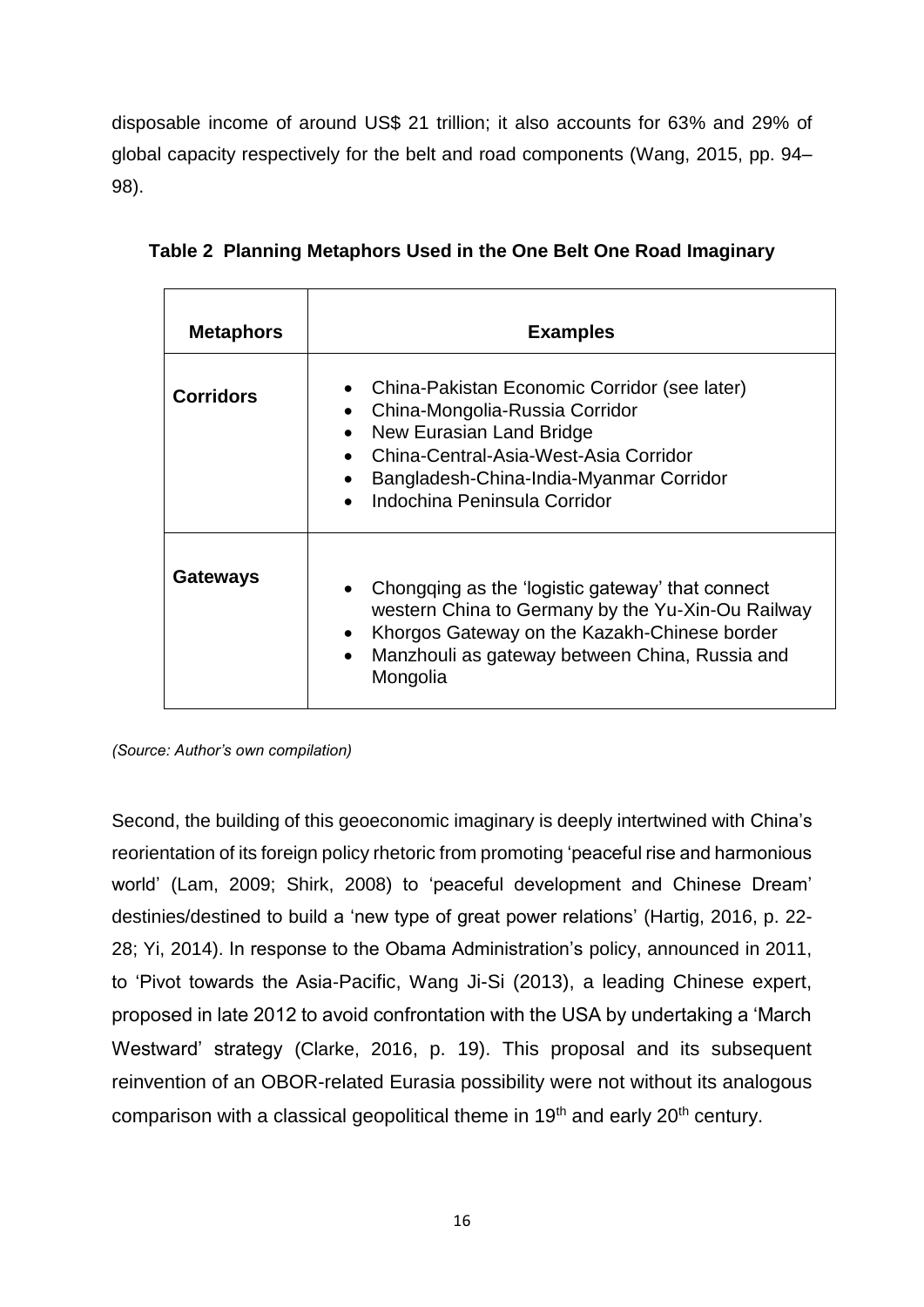disposable income of around US$ 21 trillion; it also accounts for 63% and 29% of global capacity respectively for the belt and road components (Wang, 2015, pp. 94–98).

**Table 2 Planning Metaphors Used in the One Belt One Road Imaginary**

| Metaphors | Examples |
| --- | --- |
| **Corridors** | • China-Pakistan Economic Corridor (see later)<br>• China-Mongolia-Russia Corridor<br>• New Eurasian Land Bridge<br>• China-Central-Asia-West-Asia Corridor<br>• Bangladesh-China-India-Myanmar Corridor<br>• Indochina Peninsula Corridor |
| **Gateways** | • Chongqing as the 'logistic gateway' that connect western China to Germany by the Yu-Xin-Ou Railway<br>• Khorgos Gateway on the Kazakh-Chinese border<br>• Manzhouli as gateway between China, Russia and Mongolia |

*(Source: Author's own compilation)*

Second, the building of this geoeconomic imaginary is deeply intertwined with China's reorientation of its foreign policy rhetoric from promoting 'peaceful rise and harmonious world' (Lam, 2009; Shirk, 2008) to 'peaceful development and Chinese Dream' destinies/destined to build a 'new type of great power relations' (Hartig, 2016, p. 22-28; Yi, 2014). In response to the Obama Administration's policy, announced in 2011, to 'Pivot towards the Asia-Pacific, Wang Ji-Si (2013), a leading Chinese expert, proposed in late 2012 to avoid confrontation with the USA by undertaking a 'March Westward' strategy (Clarke, 2016, p. 19). This proposal and its subsequent reinvention of an OBOR-related Eurasia possibility were not without its analogous comparison with a classical geopolitical theme in 19th and early 20th century.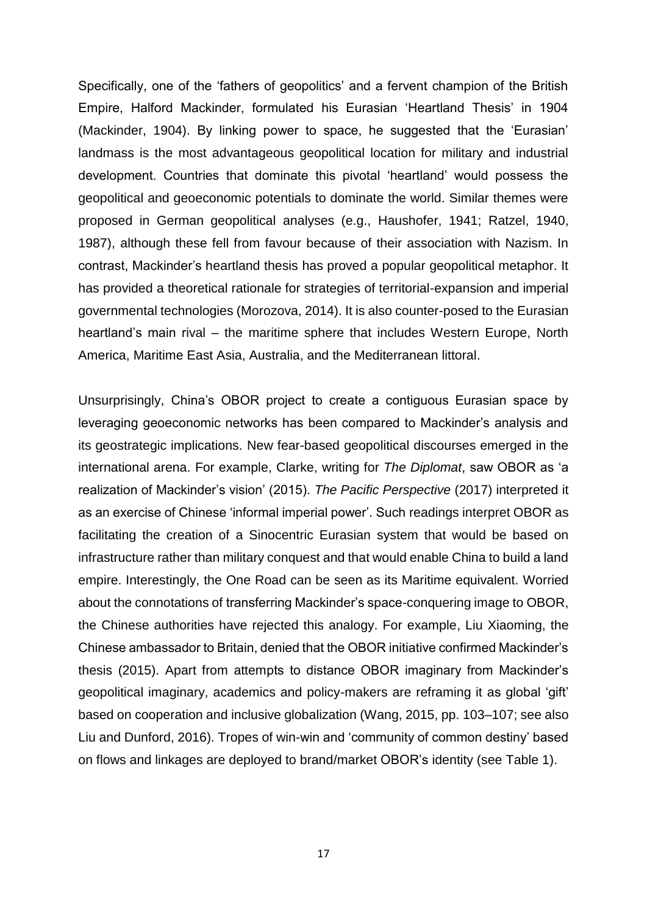Specifically, one of the 'fathers of geopolitics' and a fervent champion of the British Empire, Halford Mackinder, formulated his Eurasian 'Heartland Thesis' in 1904 (Mackinder, 1904). By linking power to space, he suggested that the 'Eurasian' landmass is the most advantageous geopolitical location for military and industrial development. Countries that dominate this pivotal 'heartland' would possess the geopolitical and geoeconomic potentials to dominate the world. Similar themes were proposed in German geopolitical analyses (e.g., Haushofer, 1941; Ratzel, 1940, 1987), although these fell from favour because of their association with Nazism. In contrast, Mackinder's heartland thesis has proved a popular geopolitical metaphor. It has provided a theoretical rationale for strategies of territorial-expansion and imperial governmental technologies (Morozova, 2014). It is also counter-posed to the Eurasian heartland's main rival – the maritime sphere that includes Western Europe, North America, Maritime East Asia, Australia, and the Mediterranean littoral.

Unsurprisingly, China's OBOR project to create a contiguous Eurasian space by leveraging geoeconomic networks has been compared to Mackinder's analysis and its geostrategic implications. New fear-based geopolitical discourses emerged in the international arena. For example, Clarke, writing for *The Diplomat*, saw OBOR as 'a realization of Mackinder's vision' (2015). *The Pacific Perspective* (2017) interpreted it as an exercise of Chinese 'informal imperial power'. Such readings interpret OBOR as facilitating the creation of a Sinocentric Eurasian system that would be based on infrastructure rather than military conquest and that would enable China to build a land empire. Interestingly, the One Road can be seen as its Maritime equivalent. Worried about the connotations of transferring Mackinder's space-conquering image to OBOR, the Chinese authorities have rejected this analogy. For example, Liu Xiaoming, the Chinese ambassador to Britain, denied that the OBOR initiative confirmed Mackinder's thesis (2015). Apart from attempts to distance OBOR imaginary from Mackinder's geopolitical imaginary, academics and policy-makers are reframing it as global 'gift' based on cooperation and inclusive globalization (Wang, 2015, pp. 103–107; see also Liu and Dunford, 2016). Tropes of win-win and 'community of common destiny' based on flows and linkages are deployed to brand/market OBOR's identity (see Table 1).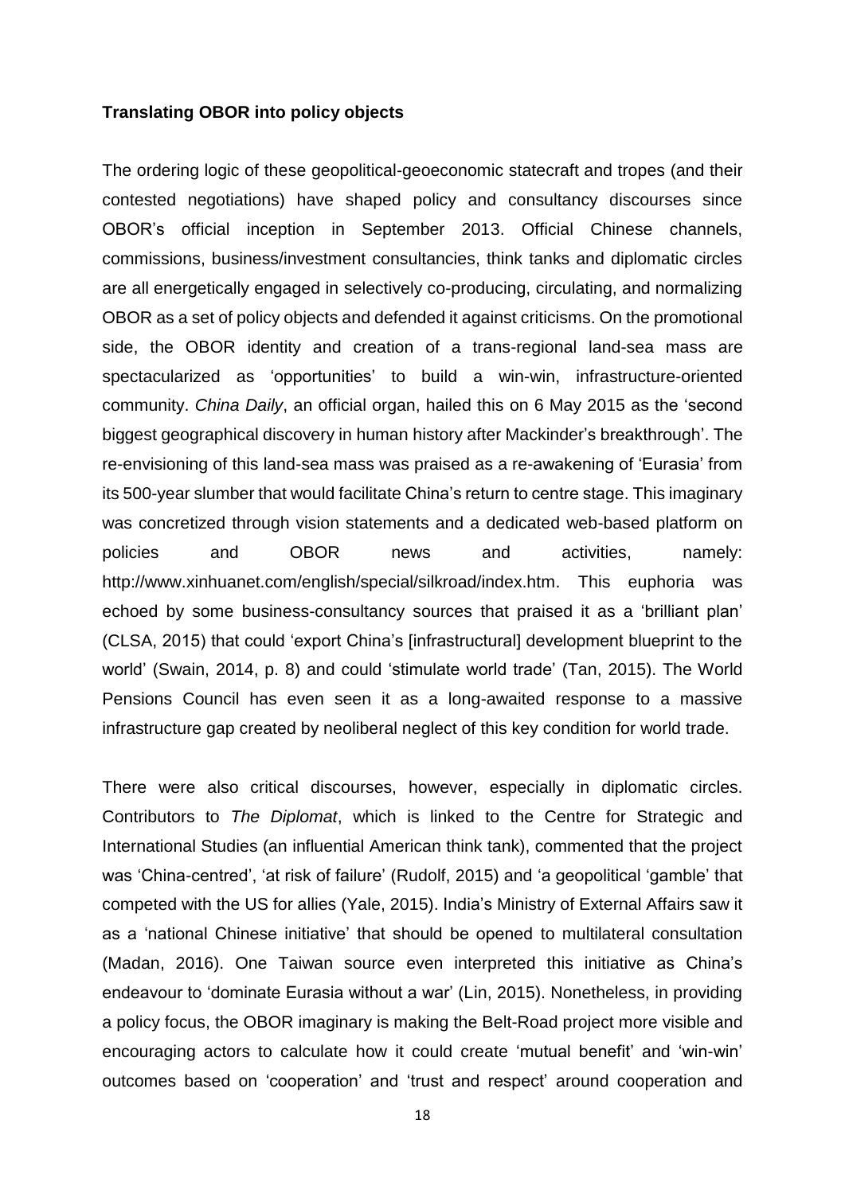**Translating OBOR into policy objects**

The ordering logic of these geopolitical-geoeconomic statecraft and tropes (and their contested negotiations) have shaped policy and consultancy discourses since OBOR's official inception in September 2013. Official Chinese channels, commissions, business/investment consultancies, think tanks and diplomatic circles are all energetically engaged in selectively co-producing, circulating, and normalizing OBOR as a set of policy objects and defended it against criticisms. On the promotional side, the OBOR identity and creation of a trans-regional land-sea mass are spectacularized as 'opportunities' to build a win-win, infrastructure-oriented community. *China Daily*, an official organ, hailed this on 6 May 2015 as the 'second biggest geographical discovery in human history after Mackinder's breakthrough'. The re-envisioning of this land-sea mass was praised as a re-awakening of 'Eurasia' from its 500-year slumber that would facilitate China's return to centre stage. This imaginary was concretized through vision statements and a dedicated web-based platform on policies and OBOR news and activities, namely: http://www.xinhuanet.com/english/special/silkroad/index.htm. This euphoria was echoed by some business-consultancy sources that praised it as a 'brilliant plan' (CLSA, 2015) that could 'export China's [infrastructural] development blueprint to the world' (Swain, 2014, p. 8) and could 'stimulate world trade' (Tan, 2015). The World Pensions Council has even seen it as a long-awaited response to a massive infrastructure gap created by neoliberal neglect of this key condition for world trade.

There were also critical discourses, however, especially in diplomatic circles. Contributors to *The Diplomat*, which is linked to the Centre for Strategic and International Studies (an influential American think tank), commented that the project was 'China-centred', 'at risk of failure' (Rudolf, 2015) and 'a geopolitical 'gamble' that competed with the US for allies (Yale, 2015). India's Ministry of External Affairs saw it as a 'national Chinese initiative' that should be opened to multilateral consultation (Madan, 2016). One Taiwan source even interpreted this initiative as China's endeavour to 'dominate Eurasia without a war' (Lin, 2015). Nonetheless, in providing a policy focus, the OBOR imaginary is making the Belt-Road project more visible and encouraging actors to calculate how it could create 'mutual benefit' and 'win-win' outcomes based on 'cooperation' and 'trust and respect' around cooperation and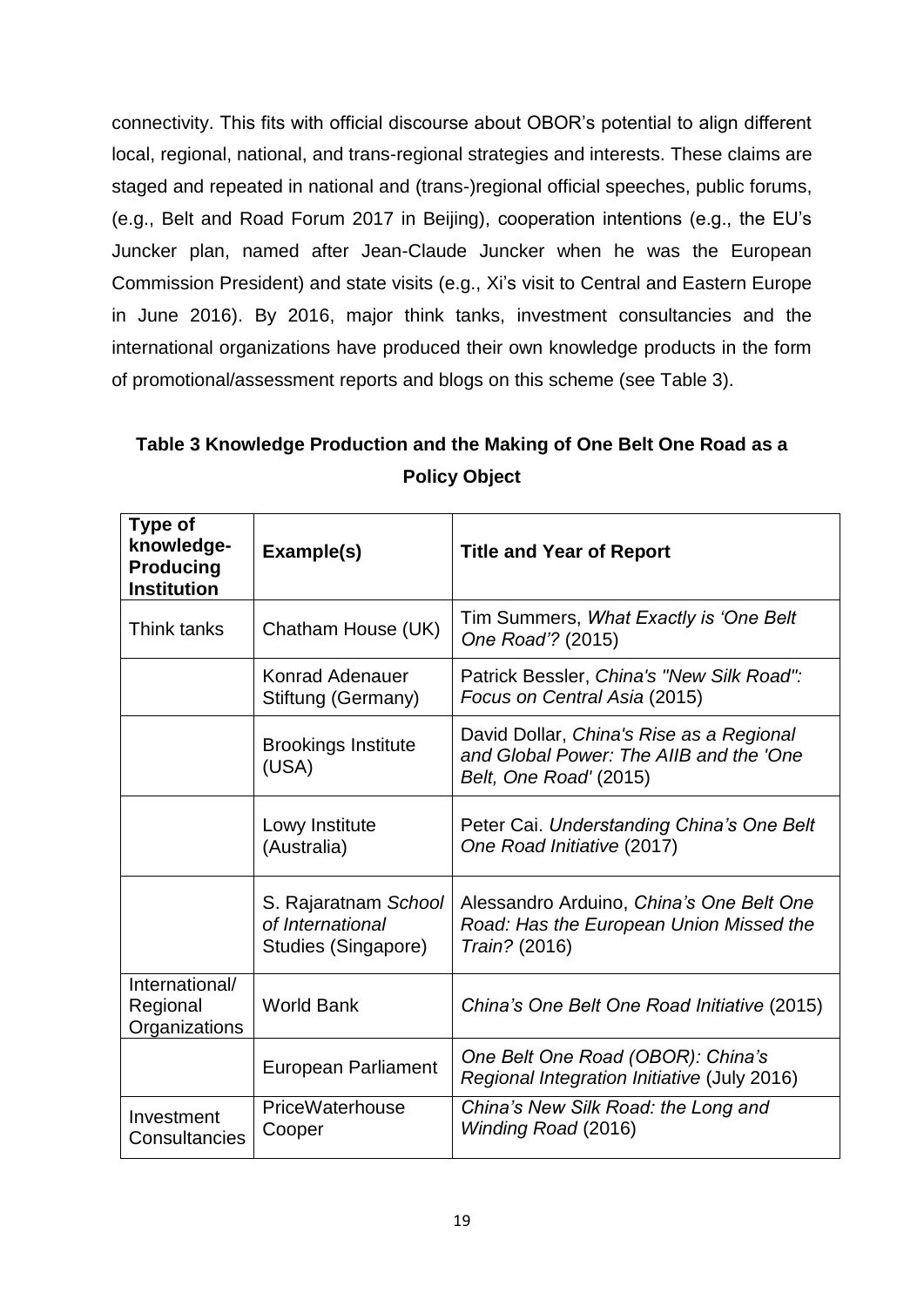connectivity. This fits with official discourse about OBOR's potential to align different local, regional, national, and trans-regional strategies and interests. These claims are staged and repeated in national and (trans-)regional official speeches, public forums, (e.g., Belt and Road Forum 2017 in Beijing), cooperation intentions (e.g., the EU's Juncker plan, named after Jean-Claude Juncker when he was the European Commission President) and state visits (e.g., Xi's visit to Central and Eastern Europe in June 2016). By 2016, major think tanks, investment consultancies and the international organizations have produced their own knowledge products in the form of promotional/assessment reports and blogs on this scheme (see Table 3).

**Table 3 Knowledge Production and the Making of One Belt One Road as a Policy Object**

| **Type of knowledge-Producing Institution** | **Example(s)** | **Title and Year of Report** |
|---|---|---|
| Think tanks | Chatham House (UK) | Tim Summers, *What Exactly is 'One Belt One Road'?* (2015) |
| | Konrad Adenauer Stiftung (Germany) | Patrick Bessler, *China's "New Silk Road": Focus on Central Asia* (2015) |
| | Brookings Institute (USA) | David Dollar, *China's Rise as a Regional and Global Power: The AIIB and the 'One Belt, One Road'* (2015) |
| | Lowy Institute (Australia) | Peter Cai. *Understanding China's One Belt One Road Initiative* (2017) |
| | S. Rajaratnam *School of International* Studies (Singapore) | Alessandro Arduino, *China's One Belt One Road: Has the European Union Missed the Train?* (2016) |
| International/ Regional Organizations | World Bank | *China's One Belt One Road Initiative* (2015) |
| | European Parliament | *One Belt One Road (OBOR): China's Regional Integration Initiative* (July 2016) |
| Investment Consultancies | PriceWaterhouse Cooper | *China's New Silk Road: the Long and Winding Road* (2016) |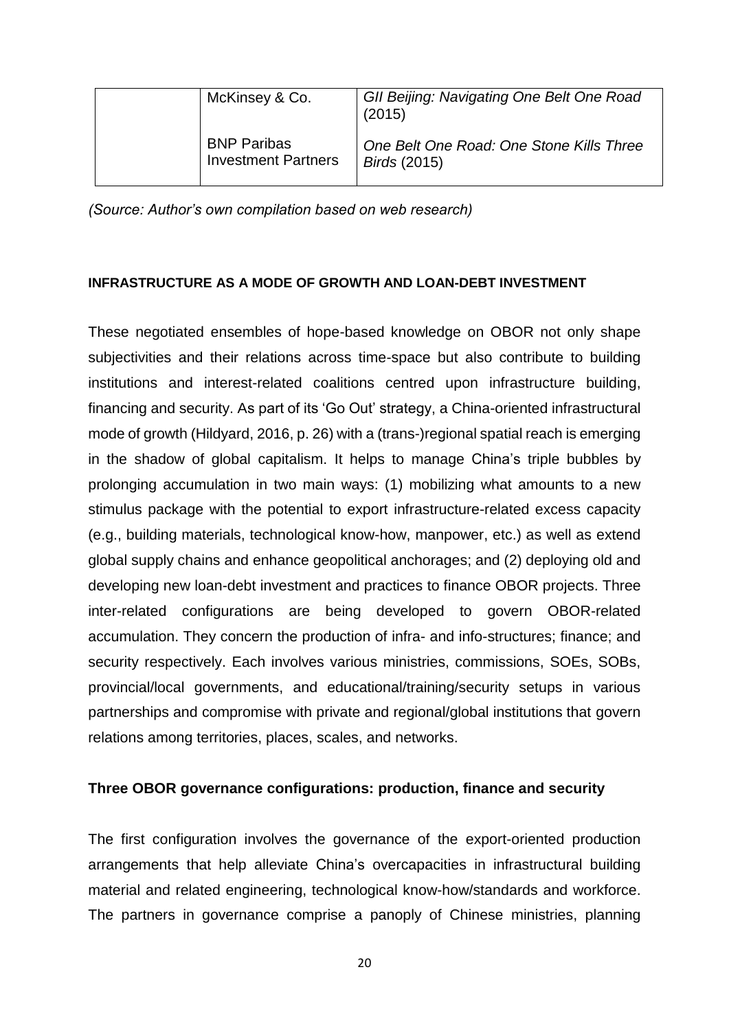| | | |
|---|---|---|
| | McKinsey & Co. | *GII Beijing: Navigating One Belt One Road* (2015) |
| | BNP Paribas Investment Partners | *One Belt One Road: One Stone Kills Three Birds* (2015) |

*(Source: Author's own compilation based on web research)*

**INFRASTRUCTURE AS A MODE OF GROWTH AND LOAN-DEBT INVESTMENT**

These negotiated ensembles of hope-based knowledge on OBOR not only shape subjectivities and their relations across time-space but also contribute to building institutions and interest-related coalitions centred upon infrastructure building, financing and security. As part of its 'Go Out' strategy, a China-oriented infrastructural mode of growth (Hildyard, 2016, p. 26) with a (trans-)regional spatial reach is emerging in the shadow of global capitalism. It helps to manage China's triple bubbles by prolonging accumulation in two main ways: (1) mobilizing what amounts to a new stimulus package with the potential to export infrastructure-related excess capacity (e.g., building materials, technological know-how, manpower, etc.) as well as extend global supply chains and enhance geopolitical anchorages; and (2) deploying old and developing new loan-debt investment and practices to finance OBOR projects. Three inter-related configurations are being developed to govern OBOR-related accumulation. They concern the production of infra- and info-structures; finance; and security respectively. Each involves various ministries, commissions, SOEs, SOBs, provincial/local governments, and educational/training/security setups in various partnerships and compromise with private and regional/global institutions that govern relations among territories, places, scales, and networks.

**Three OBOR governance configurations: production, finance and security**

The first configuration involves the governance of the export-oriented production arrangements that help alleviate China's overcapacities in infrastructural building material and related engineering, technological know-how/standards and workforce. The partners in governance comprise a panoply of Chinese ministries, planning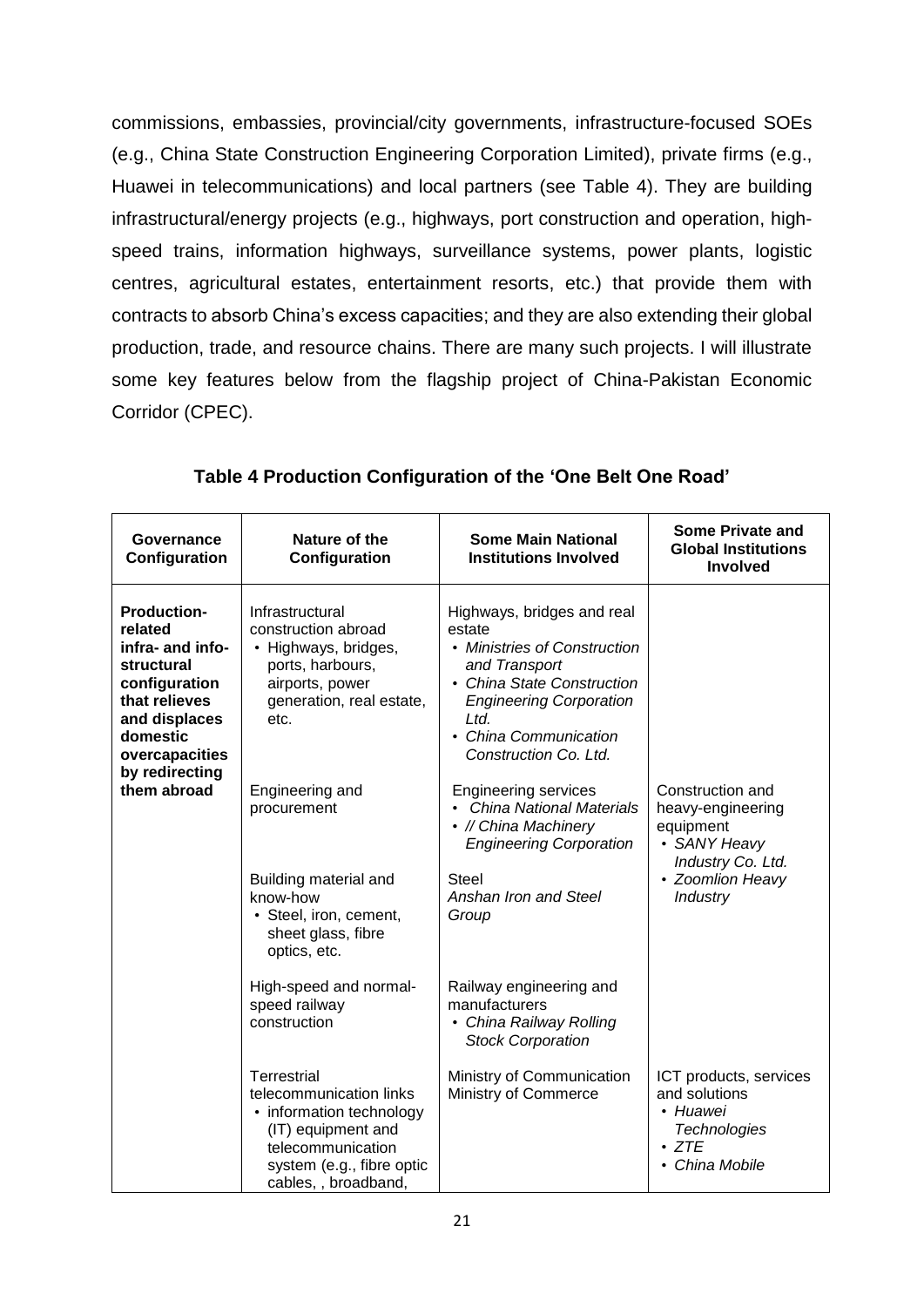commissions, embassies, provincial/city governments, infrastructure-focused SOEs (e.g., China State Construction Engineering Corporation Limited), private firms (e.g., Huawei in telecommunications) and local partners (see Table 4). They are building infrastructural/energy projects (e.g., highways, port construction and operation, high-speed trains, information highways, surveillance systems, power plants, logistic centres, agricultural estates, entertainment resorts, etc.) that provide them with contracts to absorb China's excess capacities; and they are also extending their global production, trade, and resource chains. There are many such projects. I will illustrate some key features below from the flagship project of China-Pakistan Economic Corridor (CPEC).

**Table 4 Production Configuration of the 'One Belt One Road'**

| Governance Configuration | Nature of the Configuration | Some Main National Institutions Involved | Some Private and Global Institutions Involved |
|---|---|---|---|
| **Production-related infra- and info-structural configuration that relieves and displaces domestic overcapacities by redirecting them abroad** | Infrastructural construction abroad<br>• Highways, bridges, ports, harbours, airports, power generation, real estate, etc. | Highways, bridges and real estate<br>• *Ministries of Construction and Transport*<br>• *China State Construction Engineering Corporation Ltd.*<br>• *China Communication Construction Co. Ltd.* | |
| | Engineering and procurement | Engineering services<br>• *China National Materials*<br>• *// China Machinery Engineering Corporation* | Construction and heavy-engineering equipment<br>• *SANY Heavy Industry Co. Ltd.*<br>• *Zoomlion Heavy Industry* |
| | Building material and know-how<br>• Steel, iron, cement, sheet glass, fibre optics, etc. | Steel<br>*Anshan Iron and Steel Group* | |
| | High-speed and normal-speed railway construction | Railway engineering and manufacturers<br>• *China Railway Rolling Stock Corporation* | |
| | Terrestrial telecommunication links<br>• information technology (IT) equipment and telecommunication system (e.g., fibre optic cables, , broadband, | Ministry of Communication<br>Ministry of Commerce | ICT products, services and solutions<br>• *Huawei Technologies*<br>• *ZTE*<br>• *China Mobile* |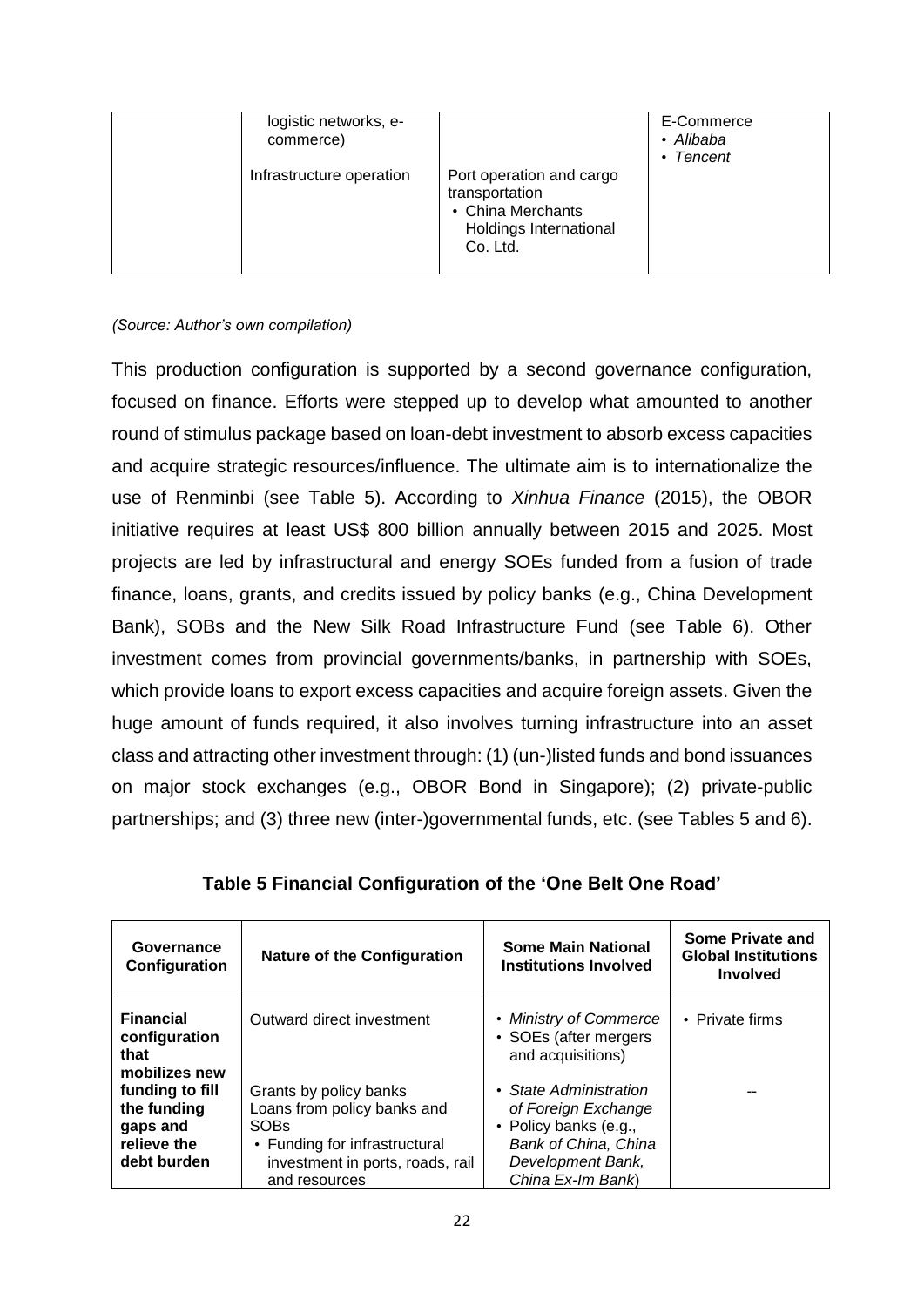| | logistic networks, e-commerce) | | E-Commerce<br>• *Alibaba*<br>• *Tencent* |
|---|---|---|---|
| | Infrastructure operation | Port operation and cargo transportation<br>• China Merchants Holdings International Co. Ltd. | |

*(Source: Author's own compilation)*

This production configuration is supported by a second governance configuration, focused on finance. Efforts were stepped up to develop what amounted to another round of stimulus package based on loan-debt investment to absorb excess capacities and acquire strategic resources/influence. The ultimate aim is to internationalize the use of Renminbi (see Table 5). According to *Xinhua Finance* (2015), the OBOR initiative requires at least US$ 800 billion annually between 2015 and 2025. Most projects are led by infrastructural and energy SOEs funded from a fusion of trade finance, loans, grants, and credits issued by policy banks (e.g., China Development Bank), SOBs and the New Silk Road Infrastructure Fund (see Table 6). Other investment comes from provincial governments/banks, in partnership with SOEs, which provide loans to export excess capacities and acquire foreign assets. Given the huge amount of funds required, it also involves turning infrastructure into an asset class and attracting other investment through: (1) (un-)listed funds and bond issuances on major stock exchanges (e.g., OBOR Bond in Singapore); (2) private-public partnerships; and (3) three new (inter-)governmental funds, etc. (see Tables 5 and 6).

**Table 5 Financial Configuration of the 'One Belt One Road'**

| Governance Configuration | Nature of the Configuration | Some Main National Institutions Involved | Some Private and Global Institutions Involved |
|---|---|---|---|
| **Financial configuration that mobilizes new funding to fill the funding gaps and relieve the debt burden** | Outward direct investment | • *Ministry of Commerce*<br>• SOEs (after mergers and acquisitions) | • Private firms |
| | Grants by policy banks<br>Loans from policy banks and SOBs<br>• Funding for infrastructural investment in ports, roads, rail and resources | • *State Administration of Foreign Exchange*<br>• Policy banks (e.g., *Bank of China, China Development Bank, China Ex-Im Bank*) | -- |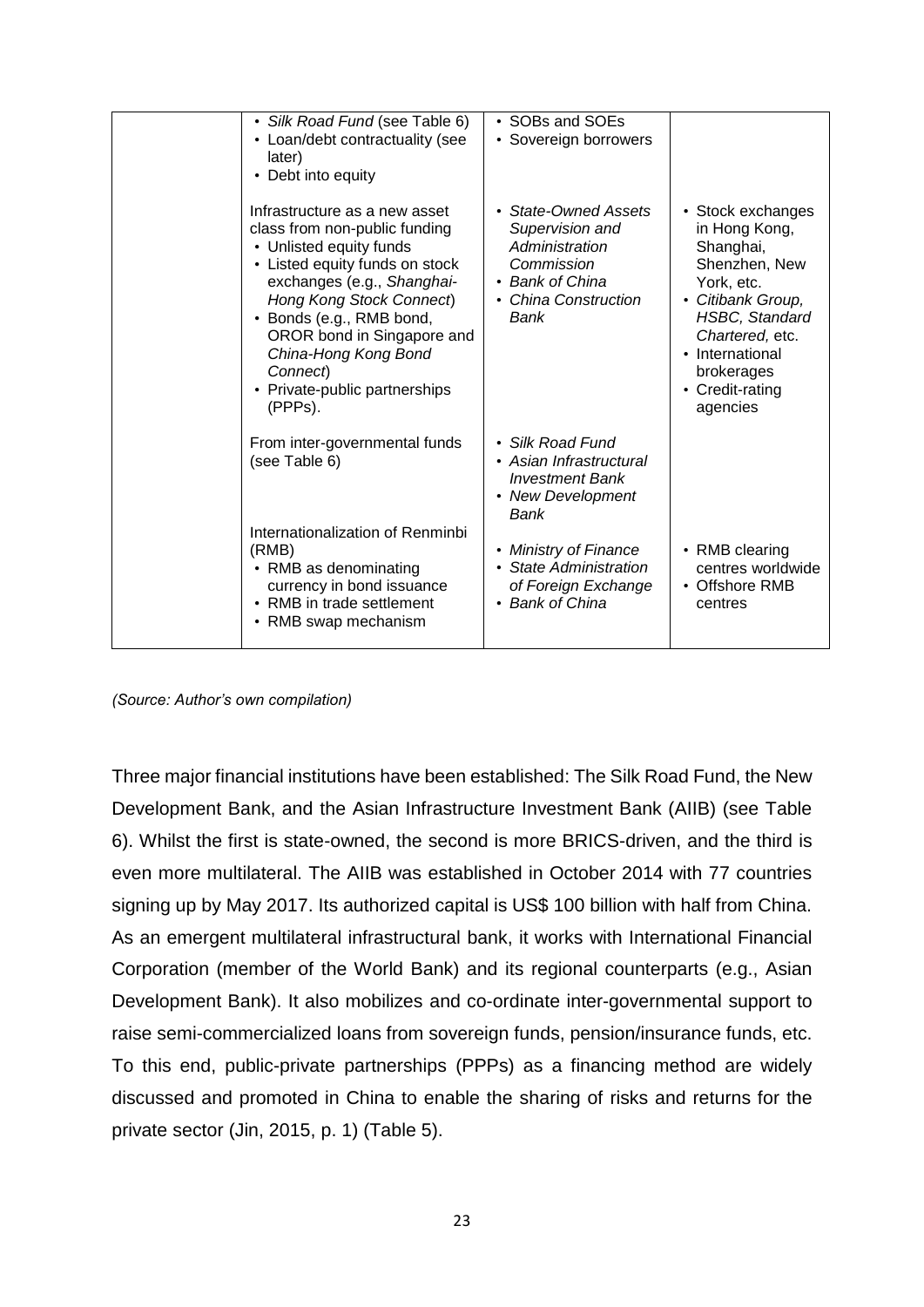|  | • *Silk Road Fund* (see Table 6)<br>• Loan/debt contractuality (see later)<br>• Debt into equity | • SOBs and SOEs<br>• Sovereign borrowers |  |
|---|---|---|---|
|  | Infrastructure as a new asset class from non-public funding<br>• Unlisted equity funds<br>• Listed equity funds on stock exchanges (e.g., *Shanghai-Hong Kong Stock Connect*)<br>• Bonds (e.g., RMB bond, OROR bond in Singapore and *China-Hong Kong Bond Connect*)<br>• Private-public partnerships (PPPs). | • *State-Owned Assets Supervision and Administration Commission*<br>• *Bank of China*<br>• *China Construction Bank* | • Stock exchanges in Hong Kong, Shanghai, Shenzhen, New York, etc.<br>• *Citibank Group, HSBC, Standard Chartered,* etc.<br>• International brokerages<br>• Credit-rating agencies |
|  | From inter-governmental funds (see Table 6) | • *Silk Road Fund*<br>• *Asian Infrastructural Investment Bank*<br>• *New Development Bank* |  |
|  | Internationalization of Renminbi (RMB)<br>• RMB as denominating currency in bond issuance<br>• RMB in trade settlement<br>• RMB swap mechanism | • *Ministry of Finance*<br>• *State Administration of Foreign Exchange*<br>• *Bank of China* | • RMB clearing centres worldwide<br>• Offshore RMB centres |

*(Source: Author's own compilation)*

Three major financial institutions have been established: The Silk Road Fund, the New Development Bank, and the Asian Infrastructure Investment Bank (AIIB) (see Table 6). Whilst the first is state-owned, the second is more BRICS-driven, and the third is even more multilateral. The AIIB was established in October 2014 with 77 countries signing up by May 2017. Its authorized capital is US$ 100 billion with half from China. As an emergent multilateral infrastructural bank, it works with International Financial Corporation (member of the World Bank) and its regional counterparts (e.g., Asian Development Bank). It also mobilizes and co-ordinate inter-governmental support to raise semi-commercialized loans from sovereign funds, pension/insurance funds, etc. To this end, public-private partnerships (PPPs) as a financing method are widely discussed and promoted in China to enable the sharing of risks and returns for the private sector (Jin, 2015, p. 1) (Table 5).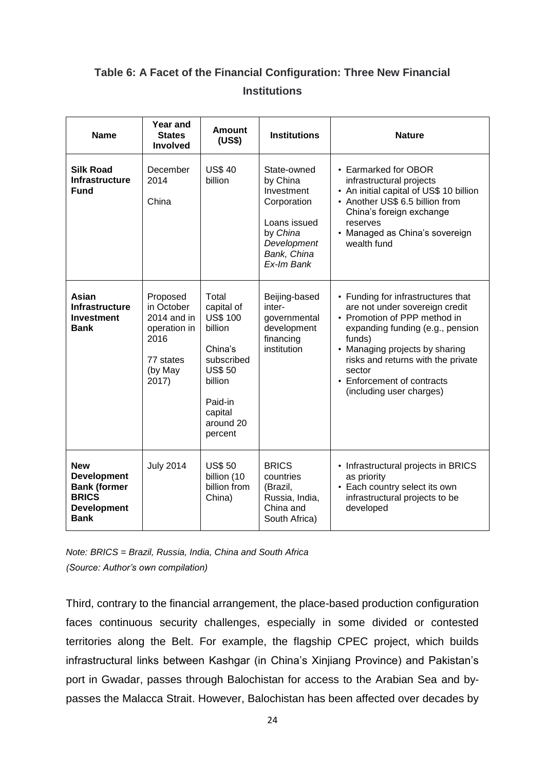**Table 6: A Facet of the Financial Configuration: Three New Financial Institutions**

| Name | Year and States Involved | Amount (US$) | Institutions | Nature |
|---|---|---|---|---|
| **Silk Road Infrastructure Fund** | December 2014<br><br>China | US$ 40 billion | State-owned by China Investment Corporation<br><br>Loans issued by *China Development Bank, China Ex-Im Bank* | • Earmarked for OBOR infrastructural projects<br>• An initial capital of US$ 10 billion<br>• Another US$ 6.5 billion from China's foreign exchange reserves<br>• Managed as China's sovereign wealth fund |
| **Asian Infrastructure Investment Bank** | Proposed in October 2014 and in operation in 2016<br><br>77 states (by May 2017) | Total capital of US$ 100 billion<br><br>China's subscribed US$ 50 billion<br><br>Paid-in capital around 20 percent | Beijing-based inter-governmental development financing institution | • Funding for infrastructures that are not under sovereign credit<br>• Promotion of PPP method in expanding funding (e.g., pension funds)<br>• Managing projects by sharing risks and returns with the private sector<br>• Enforcement of contracts (including user charges) |
| **New Development Bank (former BRICS Development Bank** | July 2014 | US$ 50 billion (10 billion from China) | BRICS countries (Brazil, Russia, India, China and South Africa) | • Infrastructural projects in BRICS as priority<br>• Each country select its own infrastructural projects to be developed |

*Note: BRICS = Brazil, Russia, India, China and South Africa*

*(Source: Author's own compilation)*

Third, contrary to the financial arrangement, the place-based production configuration faces continuous security challenges, especially in some divided or contested territories along the Belt. For example, the flagship CPEC project, which builds infrastructural links between Kashgar (in China's Xinjiang Province) and Pakistan's port in Gwadar, passes through Balochistan for access to the Arabian Sea and by-passes the Malacca Strait. However, Balochistan has been affected over decades by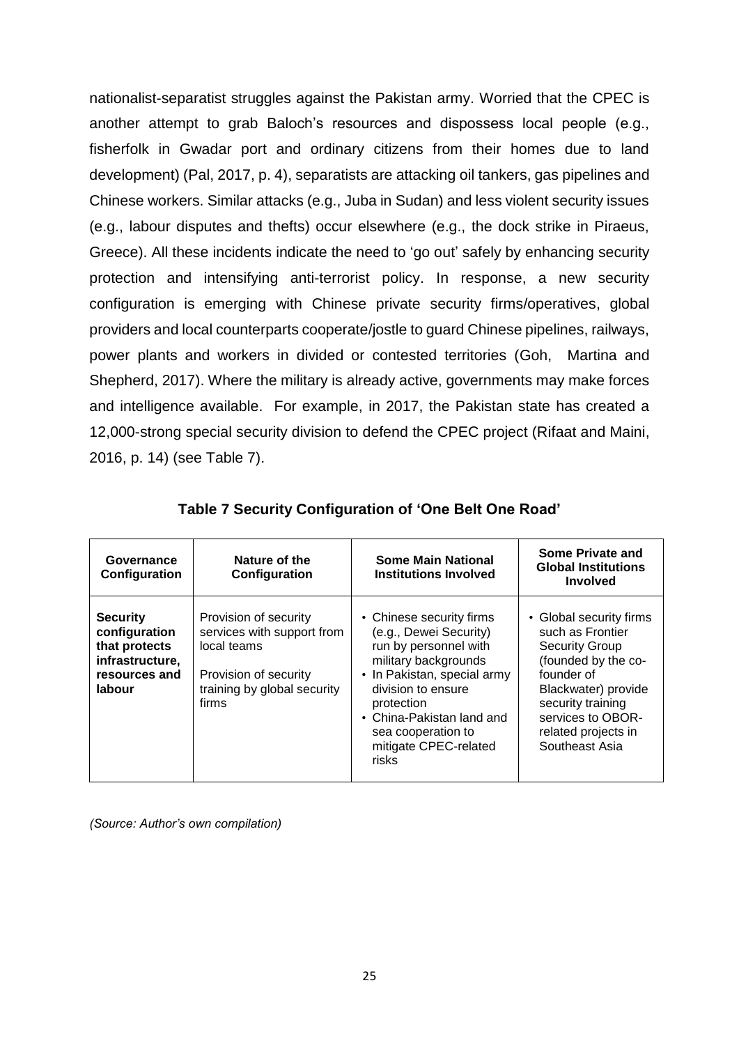nationalist-separatist struggles against the Pakistan army. Worried that the CPEC is another attempt to grab Baloch's resources and dispossess local people (e.g., fisherfolk in Gwadar port and ordinary citizens from their homes due to land development) (Pal, 2017, p. 4), separatists are attacking oil tankers, gas pipelines and Chinese workers. Similar attacks (e.g., Juba in Sudan) and less violent security issues (e.g., labour disputes and thefts) occur elsewhere (e.g., the dock strike in Piraeus, Greece). All these incidents indicate the need to 'go out' safely by enhancing security protection and intensifying anti-terrorist policy. In response, a new security configuration is emerging with Chinese private security firms/operatives, global providers and local counterparts cooperate/jostle to guard Chinese pipelines, railways, power plants and workers in divided or contested territories (Goh, Martina and Shepherd, 2017). Where the military is already active, governments may make forces and intelligence available. For example, in 2017, the Pakistan state has created a 12,000-strong special security division to defend the CPEC project (Rifaat and Maini, 2016, p. 14) (see Table 7).

**Table 7 Security Configuration of 'One Belt One Road'**

| Governance Configuration | Nature of the Configuration | Some Main National Institutions Involved | Some Private and Global Institutions Involved |
|---|---|---|---|
| **Security configuration that protects infrastructure, resources and labour** | Provision of security services with support from local teams<br><br>Provision of security training by global security firms | • Chinese security firms (e.g., Dewei Security) run by personnel with military backgrounds<br>• In Pakistan, special army division to ensure protection<br>• China-Pakistan land and sea cooperation to mitigate CPEC-related risks | • Global security firms such as Frontier Security Group (founded by the co-founder of Blackwater) provide security training services to OBOR-related projects in Southeast Asia |

*(Source: Author's own compilation)*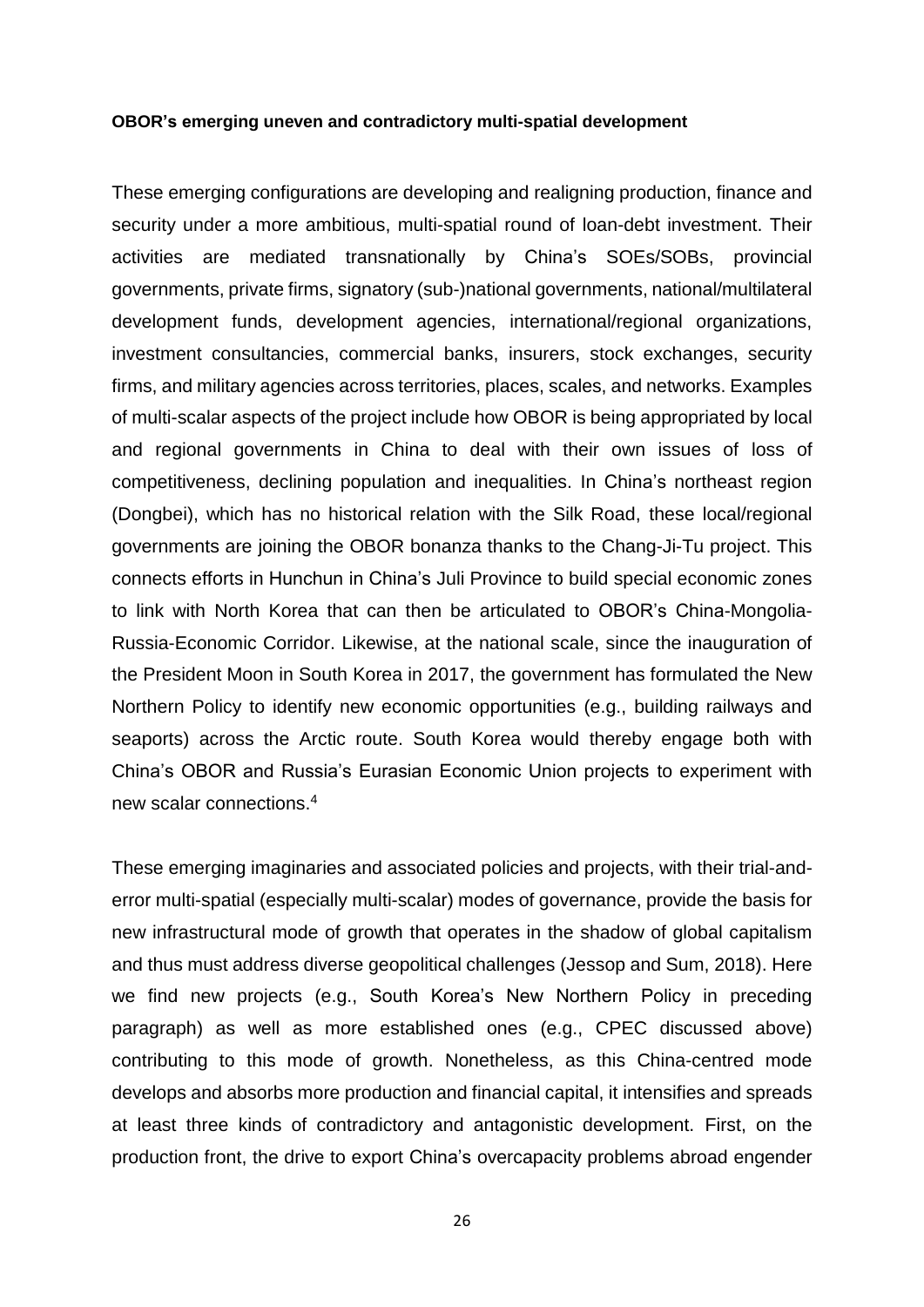**OBOR's emerging uneven and contradictory multi-spatial development**

These emerging configurations are developing and realigning production, finance and security under a more ambitious, multi-spatial round of loan-debt investment. Their activities are mediated transnationally by China's SOEs/SOBs, provincial governments, private firms, signatory (sub-)national governments, national/multilateral development funds, development agencies, international/regional organizations, investment consultancies, commercial banks, insurers, stock exchanges, security firms, and military agencies across territories, places, scales, and networks. Examples of multi-scalar aspects of the project include how OBOR is being appropriated by local and regional governments in China to deal with their own issues of loss of competitiveness, declining population and inequalities. In China's northeast region (Dongbei), which has no historical relation with the Silk Road, these local/regional governments are joining the OBOR bonanza thanks to the Chang-Ji-Tu project. This connects efforts in Hunchun in China's Juli Province to build special economic zones to link with North Korea that can then be articulated to OBOR's China-Mongolia-Russia-Economic Corridor. Likewise, at the national scale, since the inauguration of the President Moon in South Korea in 2017, the government has formulated the New Northern Policy to identify new economic opportunities (e.g., building railways and seaports) across the Arctic route. South Korea would thereby engage both with China's OBOR and Russia's Eurasian Economic Union projects to experiment with new scalar connections.[4]

These emerging imaginaries and associated policies and projects, with their trial-and-error multi-spatial (especially multi-scalar) modes of governance, provide the basis for new infrastructural mode of growth that operates in the shadow of global capitalism and thus must address diverse geopolitical challenges (Jessop and Sum, 2018). Here we find new projects (e.g., South Korea's New Northern Policy in preceding paragraph) as well as more established ones (e.g., CPEC discussed above) contributing to this mode of growth. Nonetheless, as this China-centred mode develops and absorbs more production and financial capital, it intensifies and spreads at least three kinds of contradictory and antagonistic development. First, on the production front, the drive to export China's overcapacity problems abroad engender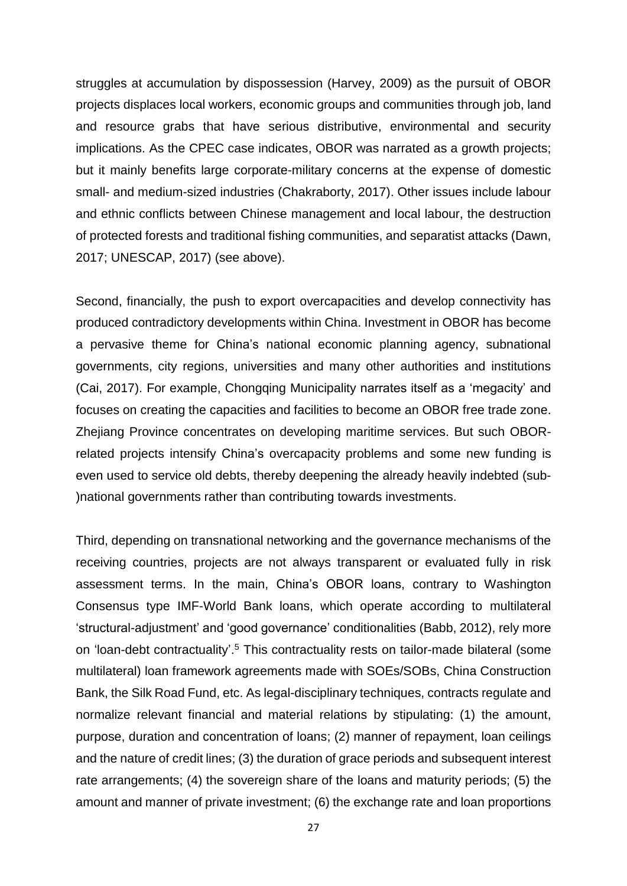struggles at accumulation by dispossession (Harvey, 2009) as the pursuit of OBOR projects displaces local workers, economic groups and communities through job, land and resource grabs that have serious distributive, environmental and security implications. As the CPEC case indicates, OBOR was narrated as a growth projects; but it mainly benefits large corporate-military concerns at the expense of domestic small- and medium-sized industries (Chakraborty, 2017). Other issues include labour and ethnic conflicts between Chinese management and local labour, the destruction of protected forests and traditional fishing communities, and separatist attacks (Dawn, 2017; UNESCAP, 2017) (see above).

Second, financially, the push to export overcapacities and develop connectivity has produced contradictory developments within China. Investment in OBOR has become a pervasive theme for China's national economic planning agency, subnational governments, city regions, universities and many other authorities and institutions (Cai, 2017). For example, Chongqing Municipality narrates itself as a 'megacity' and focuses on creating the capacities and facilities to become an OBOR free trade zone. Zhejiang Province concentrates on developing maritime services. But such OBOR-related projects intensify China's overcapacity problems and some new funding is even used to service old debts, thereby deepening the already heavily indebted (sub-)national governments rather than contributing towards investments.

Third, depending on transnational networking and the governance mechanisms of the receiving countries, projects are not always transparent or evaluated fully in risk assessment terms. In the main, China's OBOR loans, contrary to Washington Consensus type IMF-World Bank loans, which operate according to multilateral 'structural-adjustment' and 'good governance' conditionalities (Babb, 2012), rely more on 'loan-debt contractuality'.[5] This contractuality rests on tailor-made bilateral (some multilateral) loan framework agreements made with SOEs/SOBs, China Construction Bank, the Silk Road Fund, etc. As legal-disciplinary techniques, contracts regulate and normalize relevant financial and material relations by stipulating: (1) the amount, purpose, duration and concentration of loans; (2) manner of repayment, loan ceilings and the nature of credit lines; (3) the duration of grace periods and subsequent interest rate arrangements; (4) the sovereign share of the loans and maturity periods; (5) the amount and manner of private investment; (6) the exchange rate and loan proportions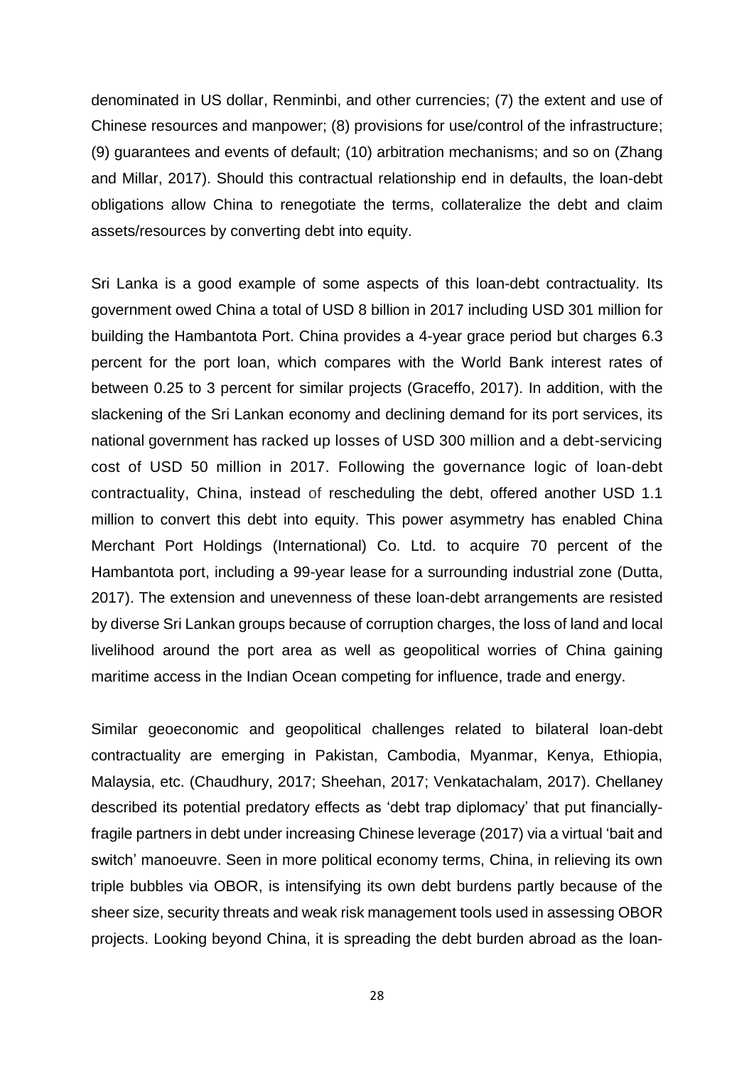denominated in US dollar, Renminbi, and other currencies; (7) the extent and use of Chinese resources and manpower; (8) provisions for use/control of the infrastructure; (9) guarantees and events of default; (10) arbitration mechanisms; and so on (Zhang and Millar, 2017). Should this contractual relationship end in defaults, the loan-debt obligations allow China to renegotiate the terms, collateralize the debt and claim assets/resources by converting debt into equity.

Sri Lanka is a good example of some aspects of this loan-debt contractuality. Its government owed China a total of USD 8 billion in 2017 including USD 301 million for building the Hambantota Port. China provides a 4-year grace period but charges 6.3 percent for the port loan, which compares with the World Bank interest rates of between 0.25 to 3 percent for similar projects (Graceffo, 2017). In addition, with the slackening of the Sri Lankan economy and declining demand for its port services, its national government has racked up losses of USD 300 million and a debt-servicing cost of USD 50 million in 2017. Following the governance logic of loan-debt contractuality, China, instead of rescheduling the debt, offered another USD 1.1 million to convert this debt into equity. This power asymmetry has enabled China Merchant Port Holdings (International) Co. Ltd. to acquire 70 percent of the Hambantota port, including a 99-year lease for a surrounding industrial zone (Dutta, 2017). The extension and unevenness of these loan-debt arrangements are resisted by diverse Sri Lankan groups because of corruption charges, the loss of land and local livelihood around the port area as well as geopolitical worries of China gaining maritime access in the Indian Ocean competing for influence, trade and energy.

Similar geoeconomic and geopolitical challenges related to bilateral loan-debt contractuality are emerging in Pakistan, Cambodia, Myanmar, Kenya, Ethiopia, Malaysia, etc. (Chaudhury, 2017; Sheehan, 2017; Venkatachalam, 2017). Chellaney described its potential predatory effects as 'debt trap diplomacy' that put financially-fragile partners in debt under increasing Chinese leverage (2017) via a virtual 'bait and switch' manoeuvre. Seen in more political economy terms, China, in relieving its own triple bubbles via OBOR, is intensifying its own debt burdens partly because of the sheer size, security threats and weak risk management tools used in assessing OBOR projects. Looking beyond China, it is spreading the debt burden abroad as the loan-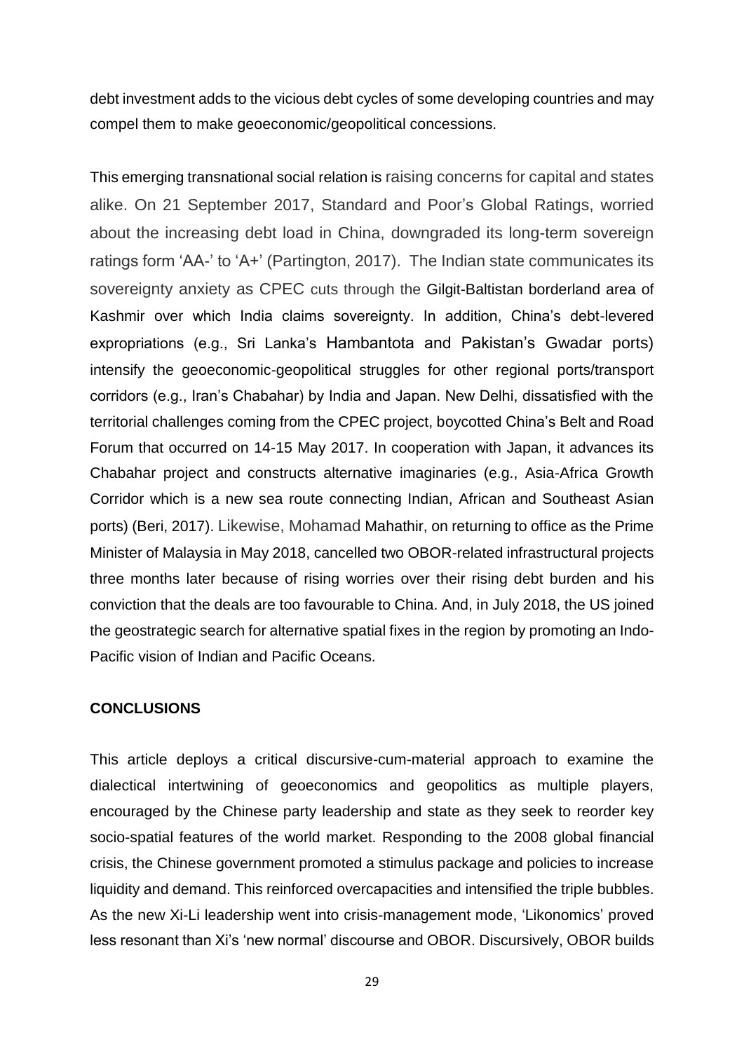debt investment adds to the vicious debt cycles of some developing countries and may compel them to make geoeconomic/geopolitical concessions.

This emerging transnational social relation is raising concerns for capital and states alike. On 21 September 2017, Standard and Poor's Global Ratings, worried about the increasing debt load in China, downgraded its long-term sovereign ratings form 'AA-' to 'A+' (Partington, 2017). The Indian state communicates its sovereignty anxiety as CPEC cuts through the Gilgit-Baltistan borderland area of Kashmir over which India claims sovereignty. In addition, China's debt-levered expropriations (e.g., Sri Lanka's Hambantota and Pakistan's Gwadar ports) intensify the geoeconomic-geopolitical struggles for other regional ports/transport corridors (e.g., Iran's Chabahar) by India and Japan. New Delhi, dissatisfied with the territorial challenges coming from the CPEC project, boycotted China's Belt and Road Forum that occurred on 14-15 May 2017. In cooperation with Japan, it advances its Chabahar project and constructs alternative imaginaries (e.g., Asia-Africa Growth Corridor which is a new sea route connecting Indian, African and Southeast Asian ports) (Beri, 2017). Likewise, Mohamad Mahathir, on returning to office as the Prime Minister of Malaysia in May 2018, cancelled two OBOR-related infrastructural projects three months later because of rising worries over their rising debt burden and his conviction that the deals are too favourable to China. And, in July 2018, the US joined the geostrategic search for alternative spatial fixes in the region by promoting an Indo-Pacific vision of Indian and Pacific Oceans.

## CONCLUSIONS

This article deploys a critical discursive-cum-material approach to examine the dialectical intertwining of geoeconomics and geopolitics as multiple players, encouraged by the Chinese party leadership and state as they seek to reorder key socio-spatial features of the world market. Responding to the 2008 global financial crisis, the Chinese government promoted a stimulus package and policies to increase liquidity and demand. This reinforced overcapacities and intensified the triple bubbles. As the new Xi-Li leadership went into crisis-management mode, 'Likonomics' proved less resonant than Xi's 'new normal' discourse and OBOR. Discursively, OBOR builds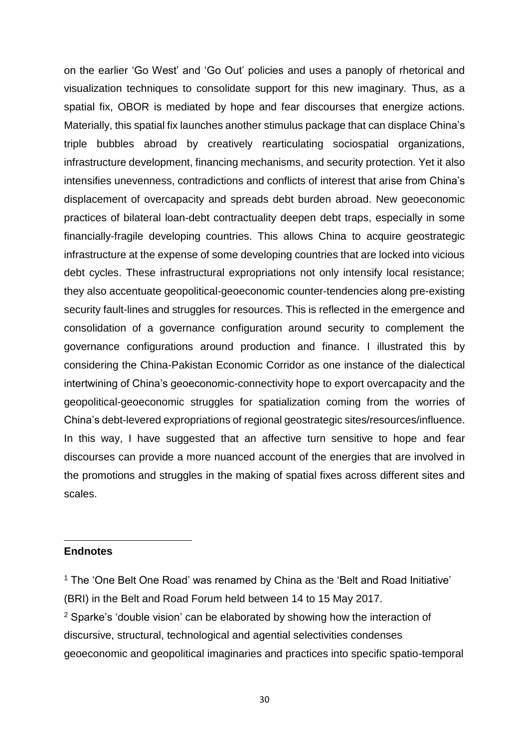on the earlier 'Go West' and 'Go Out' policies and uses a panoply of rhetorical and visualization techniques to consolidate support for this new imaginary. Thus, as a spatial fix, OBOR is mediated by hope and fear discourses that energize actions. Materially, this spatial fix launches another stimulus package that can displace China's triple bubbles abroad by creatively rearticulating sociospatial organizations, infrastructure development, financing mechanisms, and security protection. Yet it also intensifies unevenness, contradictions and conflicts of interest that arise from China's displacement of overcapacity and spreads debt burden abroad. New geoeconomic practices of bilateral loan-debt contractuality deepen debt traps, especially in some financially-fragile developing countries. This allows China to acquire geostrategic infrastructure at the expense of some developing countries that are locked into vicious debt cycles. These infrastructural expropriations not only intensify local resistance; they also accentuate geopolitical-geoeconomic counter-tendencies along pre-existing security fault-lines and struggles for resources. This is reflected in the emergence and consolidation of a governance configuration around security to complement the governance configurations around production and finance. I illustrated this by considering the China-Pakistan Economic Corridor as one instance of the dialectical intertwining of China's geoeconomic-connectivity hope to export overcapacity and the geopolitical-geoeconomic struggles for spatialization coming from the worries of China's debt-levered expropriations of regional geostrategic sites/resources/influence. In this way, I have suggested that an affective turn sensitive to hope and fear discourses can provide a more nuanced account of the energies that are involved in the promotions and struggles in the making of spatial fixes across different sites and scales.

## Endnotes

[1] The 'One Belt One Road' was renamed by China as the 'Belt and Road Initiative' (BRI) in the Belt and Road Forum held between 14 to 15 May 2017.

[2] Sparke's 'double vision' can be elaborated by showing how the interaction of discursive, structural, technological and agential selectivities condenses geoeconomic and geopolitical imaginaries and practices into specific spatio-temporal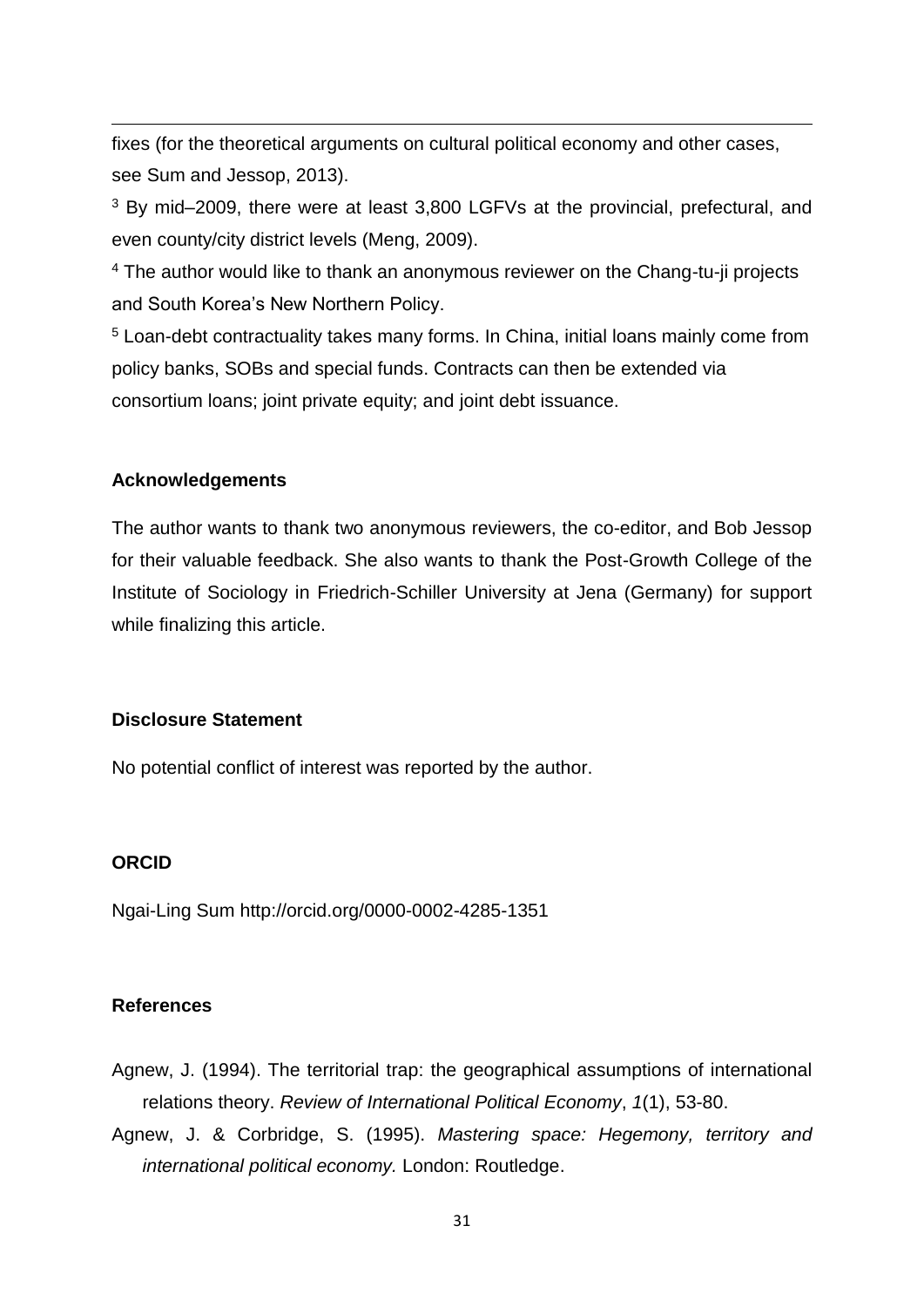fixes (for the theoretical arguments on cultural political economy and other cases, see Sum and Jessop, 2013).

[3] By mid–2009, there were at least 3,800 LGFVs at the provincial, prefectural, and even county/city district levels (Meng, 2009).

[4] The author would like to thank an anonymous reviewer on the Chang-tu-ji projects and South Korea's New Northern Policy.

[5] Loan-debt contractuality takes many forms. In China, initial loans mainly come from policy banks, SOBs and special funds. Contracts can then be extended via consortium loans; joint private equity; and joint debt issuance.

**Acknowledgements**

The author wants to thank two anonymous reviewers, the co-editor, and Bob Jessop for their valuable feedback. She also wants to thank the Post-Growth College of the Institute of Sociology in Friedrich-Schiller University at Jena (Germany) for support while finalizing this article.

**Disclosure Statement**

No potential conflict of interest was reported by the author.

**ORCID**

Ngai-Ling Sum http://orcid.org/0000-0002-4285-1351

**References**

Agnew, J. (1994). The territorial trap: the geographical assumptions of international relations theory. *Review of International Political Economy*, *1*(1), 53-80.

Agnew, J. & Corbridge, S. (1995). *Mastering space: Hegemony, territory and international political economy.* London: Routledge.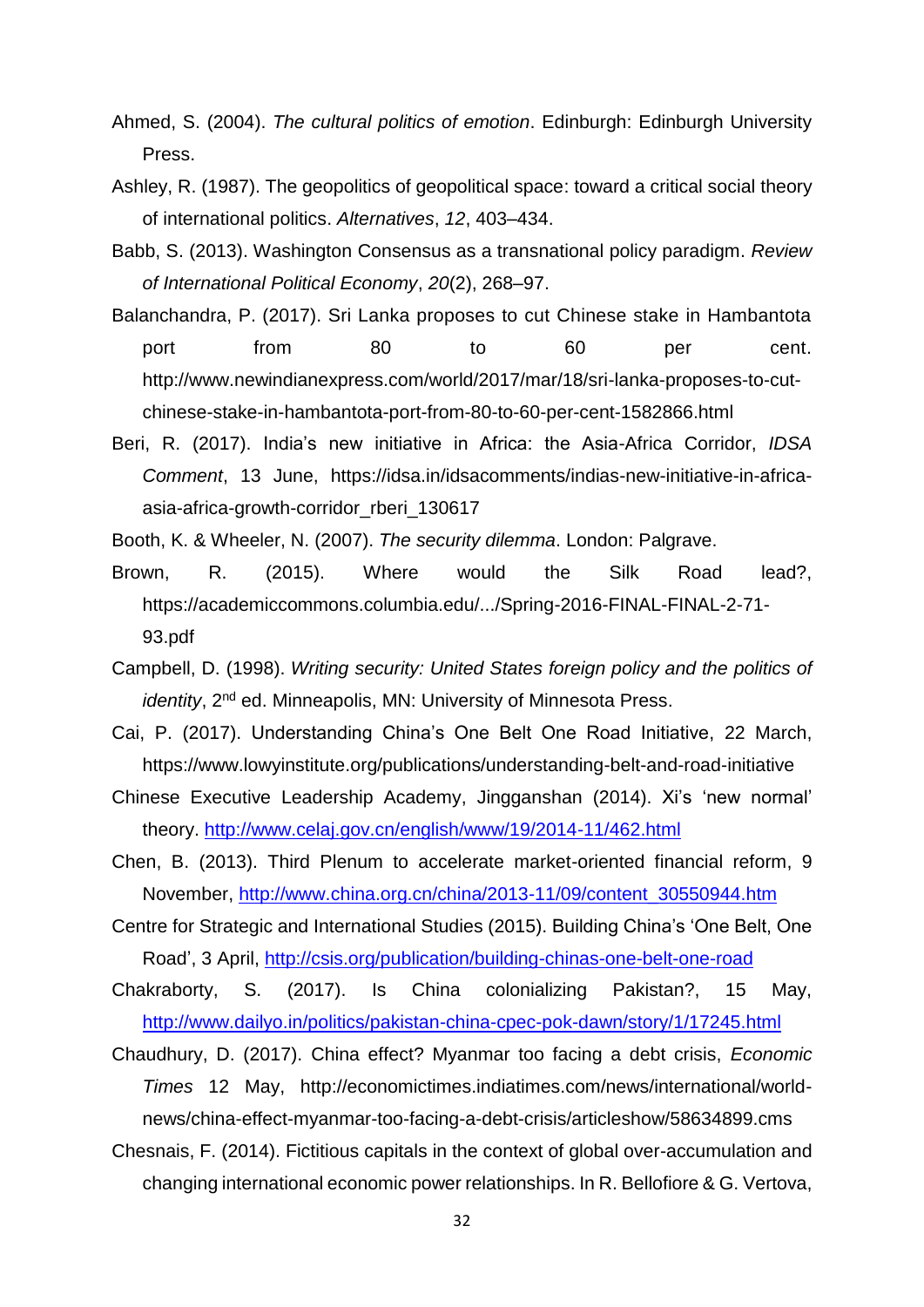Ahmed, S. (2004). *The cultural politics of emotion*. Edinburgh: Edinburgh University Press.

Ashley, R. (1987). The geopolitics of geopolitical space: toward a critical social theory of international politics. *Alternatives*, *12*, 403–434.

Babb, S. (2013). Washington Consensus as a transnational policy paradigm. *Review of International Political Economy*, *20*(2), 268–97.

Balanchandra, P. (2017). Sri Lanka proposes to cut Chinese stake in Hambantota port from 80 to 60 per cent. http://www.newindianexpress.com/world/2017/mar/18/sri-lanka-proposes-to-cut-chinese-stake-in-hambantota-port-from-80-to-60-per-cent-1582866.html

Beri, R. (2017). India's new initiative in Africa: the Asia-Africa Corridor, *IDSA Comment*, 13 June, https://idsa.in/idsacomments/indias-new-initiative-in-africa-asia-africa-growth-corridor_rberi_130617

Booth, K. & Wheeler, N. (2007). *The security dilemma*. London: Palgrave.

Brown, R. (2015). Where would the Silk Road lead?, https://academiccommons.columbia.edu/.../Spring-2016-FINAL-FINAL-2-71-93.pdf

Campbell, D. (1998). *Writing security: United States foreign policy and the politics of identity*, 2nd ed. Minneapolis, MN: University of Minnesota Press.

Cai, P. (2017). Understanding China's One Belt One Road Initiative, 22 March, https://www.lowyinstitute.org/publications/understanding-belt-and-road-initiative

Chinese Executive Leadership Academy, Jingganshan (2014). Xi's 'new normal' theory. http://www.celaj.gov.cn/english/www/19/2014-11/462.html

Chen, B. (2013). Third Plenum to accelerate market-oriented financial reform, 9 November, http://www.china.org.cn/china/2013-11/09/content_30550944.htm

Centre for Strategic and International Studies (2015). Building China's 'One Belt, One Road', 3 April, http://csis.org/publication/building-chinas-one-belt-one-road

Chakraborty, S. (2017). Is China colonializing Pakistan?, 15 May, http://www.dailyo.in/politics/pakistan-china-cpec-pok-dawn/story/1/17245.html

Chaudhury, D. (2017). China effect? Myanmar too facing a debt crisis, *Economic Times* 12 May, http://economictimes.indiatimes.com/news/international/world-news/china-effect-myanmar-too-facing-a-debt-crisis/articleshow/58634899.cms

Chesnais, F. (2014). Fictitious capitals in the context of global over-accumulation and changing international economic power relationships. In R. Bellofiore & G. Vertova,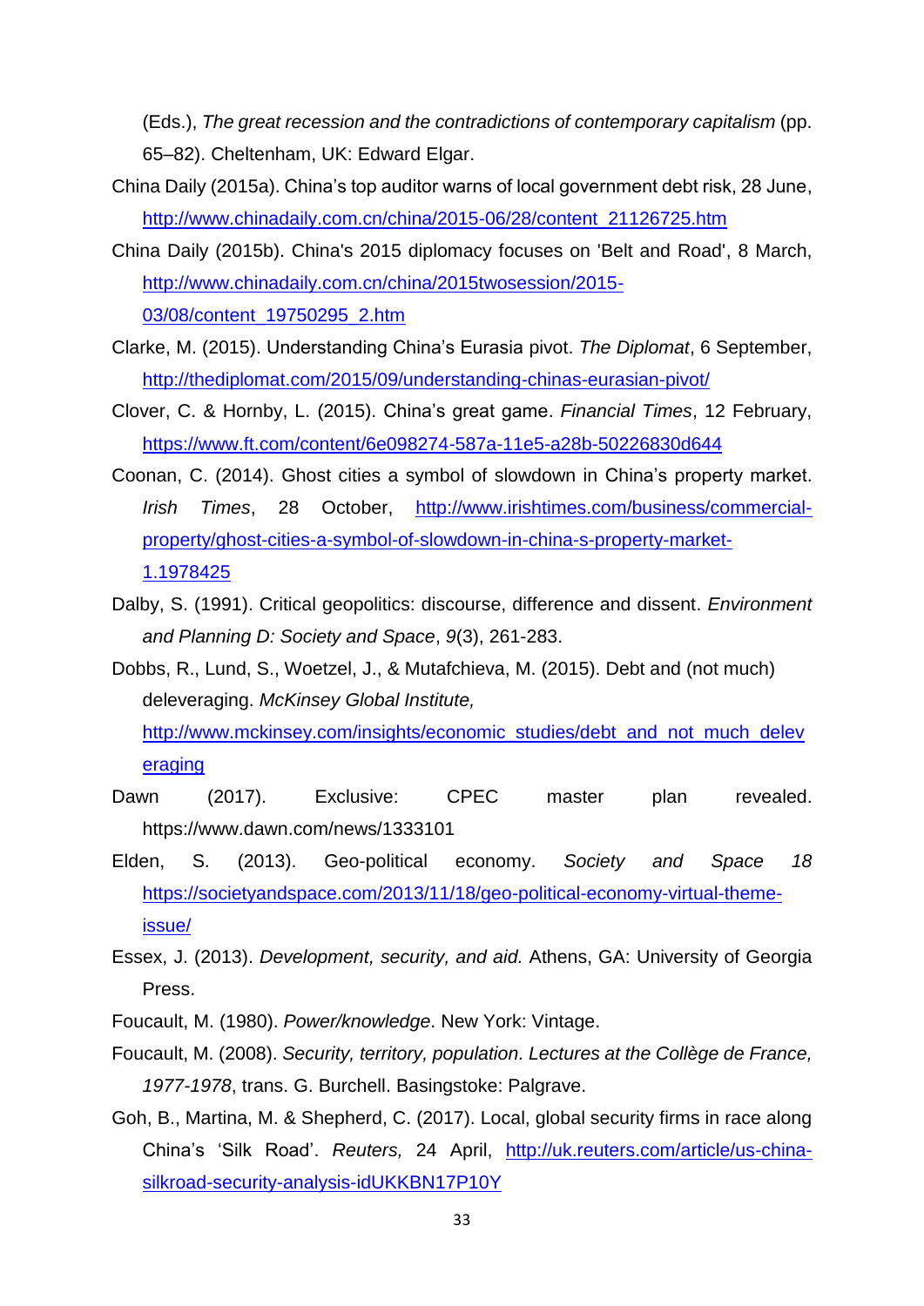(Eds.), *The great recession and the contradictions of contemporary capitalism* (pp. 65–82). Cheltenham, UK: Edward Elgar.

China Daily (2015a). China's top auditor warns of local government debt risk, 28 June, http://www.chinadaily.com.cn/china/2015-06/28/content_21126725.htm

China Daily (2015b). China's 2015 diplomacy focuses on 'Belt and Road', 8 March, http://www.chinadaily.com.cn/china/2015twosession/2015-03/08/content_19750295_2.htm

Clarke, M. (2015). Understanding China's Eurasia pivot. *The Diplomat*, 6 September, http://thediplomat.com/2015/09/understanding-chinas-eurasian-pivot/

Clover, C. & Hornby, L. (2015). China's great game. *Financial Times*, 12 February, https://www.ft.com/content/6e098274-587a-11e5-a28b-50226830d644

Coonan, C. (2014). Ghost cities a symbol of slowdown in China's property market. *Irish Times*, 28 October, http://www.irishtimes.com/business/commercial-property/ghost-cities-a-symbol-of-slowdown-in-china-s-property-market-1.1978425

Dalby, S. (1991). Critical geopolitics: discourse, difference and dissent. *Environment and Planning D: Society and Space*, *9*(3), 261-283.

Dobbs, R., Lund, S., Woetzel, J., & Mutafchieva, M. (2015). Debt and (not much) deleveraging. *McKinsey Global Institute,* http://www.mckinsey.com/insights/economic_studies/debt_and_not_much_deleveraging

Dawn (2017). Exclusive: CPEC master plan revealed. https://www.dawn.com/news/1333101

Elden, S. (2013). Geo-political economy. *Society and Space 18* https://societyandspace.com/2013/11/18/geo-political-economy-virtual-theme-issue/

Essex, J. (2013). *Development, security, and aid.* Athens, GA: University of Georgia Press.

Foucault, M. (1980). *Power/knowledge*. New York: Vintage.

Foucault, M. (2008). *Security, territory, population. Lectures at the Collège de France, 1977-1978*, trans. G. Burchell. Basingstoke: Palgrave.

Goh, B., Martina, M. & Shepherd, C. (2017). Local, global security firms in race along China's 'Silk Road'. *Reuters,* 24 April, http://uk.reuters.com/article/us-china-silkroad-security-analysis-idUKKBN17P10Y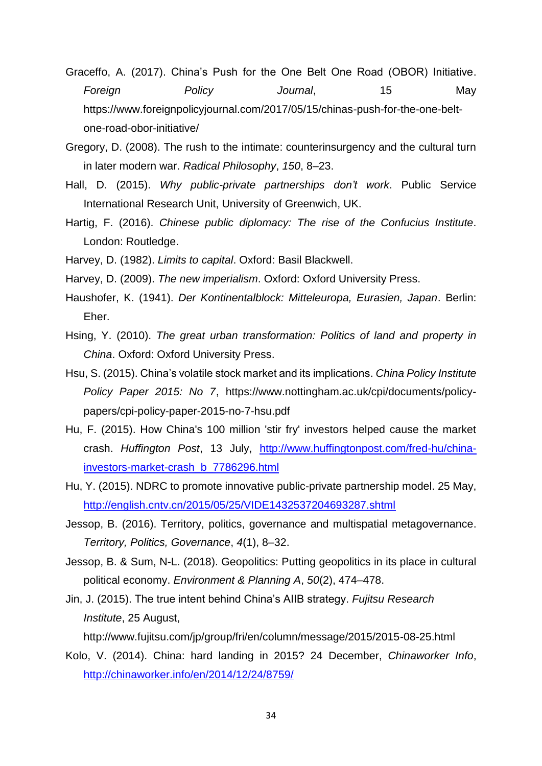Graceffo, A. (2017). China's Push for the One Belt One Road (OBOR) Initiative. *Foreign Policy Journal*, 15 May https://www.foreignpolicyjournal.com/2017/05/15/chinas-push-for-the-one-belt-one-road-obor-initiative/

Gregory, D. (2008). The rush to the intimate: counterinsurgency and the cultural turn in later modern war. *Radical Philosophy*, *150*, 8–23.

Hall, D. (2015). *Why public-private partnerships don't work*. Public Service International Research Unit, University of Greenwich, UK.

Hartig, F. (2016). *Chinese public diplomacy: The rise of the Confucius Institute*. London: Routledge.

Harvey, D. (1982). *Limits to capital*. Oxford: Basil Blackwell.

Harvey, D. (2009). *The new imperialism*. Oxford: Oxford University Press.

Haushofer, K. (1941). *Der Kontinentalblock: Mitteleuropa, Eurasien, Japan*. Berlin: Eher.

Hsing, Y. (2010). *The great urban transformation: Politics of land and property in China*. Oxford: Oxford University Press.

Hsu, S. (2015). China's volatile stock market and its implications. *China Policy Institute Policy Paper 2015: No 7*, https://www.nottingham.ac.uk/cpi/documents/policy-papers/cpi-policy-paper-2015-no-7-hsu.pdf

Hu, F. (2015). How China's 100 million 'stir fry' investors helped cause the market crash. *Huffington Post*, 13 July, http://www.huffingtonpost.com/fred-hu/china-investors-market-crash_b_7786296.html

Hu, Y. (2015). NDRC to promote innovative public-private partnership model. 25 May, http://english.cntv.cn/2015/05/25/VIDE1432537204693287.shtml

Jessop, B. (2016). Territory, politics, governance and multispatial metagovernance. *Territory, Politics, Governance*, *4*(1), 8–32.

Jessop, B. & Sum, N-L. (2018). Geopolitics: Putting geopolitics in its place in cultural political economy. *Environment & Planning A*, *50*(2), 474–478.

Jin, J. (2015). The true intent behind China's AIIB strategy. *Fujitsu Research Institute*, 25 August, http://www.fujitsu.com/jp/group/fri/en/column/message/2015/2015-08-25.html

Kolo, V. (2014). China: hard landing in 2015? 24 December, *Chinaworker Info*, http://chinaworker.info/en/2014/12/24/8759/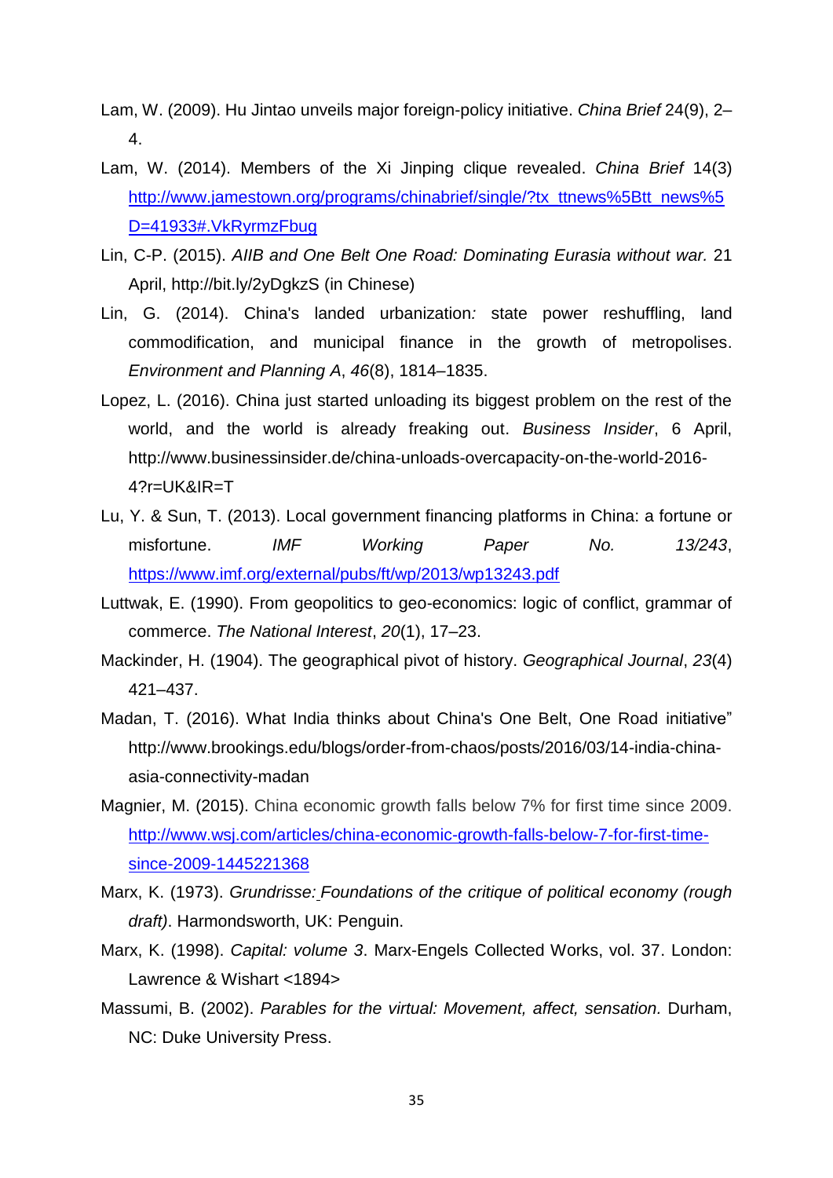Lam, W. (2009). Hu Jintao unveils major foreign-policy initiative. *China Brief* 24(9), 2–4.

Lam, W. (2014). Members of the Xi Jinping clique revealed. *China Brief* 14(3) http://www.jamestown.org/programs/chinabrief/single/?tx_ttnews%5Btt_news%5D=41933#.VkRyrmzFbug

Lin, C-P. (2015). *AIIB and One Belt One Road: Dominating Eurasia without war.* 21 April, http://bit.ly/2yDgkzS (in Chinese)

Lin, G. (2014). China's landed urbanization*:* state power reshuffling, land commodification, and municipal finance in the growth of metropolises. *Environment and Planning A*, *46*(8), 1814–1835.

Lopez, L. (2016). China just started unloading its biggest problem on the rest of the world, and the world is already freaking out. *Business Insider*, 6 April, http://www.businessinsider.de/china-unloads-overcapacity-on-the-world-2016-4?r=UK&IR=T

Lu, Y. & Sun, T. (2013). Local government financing platforms in China: a fortune or misfortune. *IMF Working Paper No. 13/243*, https://www.imf.org/external/pubs/ft/wp/2013/wp13243.pdf

Luttwak, E. (1990). From geopolitics to geo-economics: logic of conflict, grammar of commerce. *The National Interest*, *20*(1), 17–23.

Mackinder, H. (1904). The geographical pivot of history. *Geographical Journal*, *23*(4) 421–437.

Madan, T. (2016). What India thinks about China's One Belt, One Road initiative" http://www.brookings.edu/blogs/order-from-chaos/posts/2016/03/14-india-china-asia-connectivity-madan

Magnier, M. (2015). China economic growth falls below 7% for first time since 2009. http://www.wsj.com/articles/china-economic-growth-falls-below-7-for-first-time-since-2009-1445221368

Marx, K. (1973). *Grundrisse: Foundations of the critique of political economy (rough draft)*. Harmondsworth, UK: Penguin.

Marx, K. (1998). *Capital: volume 3*. Marx-Engels Collected Works, vol. 37. London: Lawrence & Wishart <1894>

Massumi, B. (2002). *Parables for the virtual: Movement, affect, sensation.* Durham, NC: Duke University Press.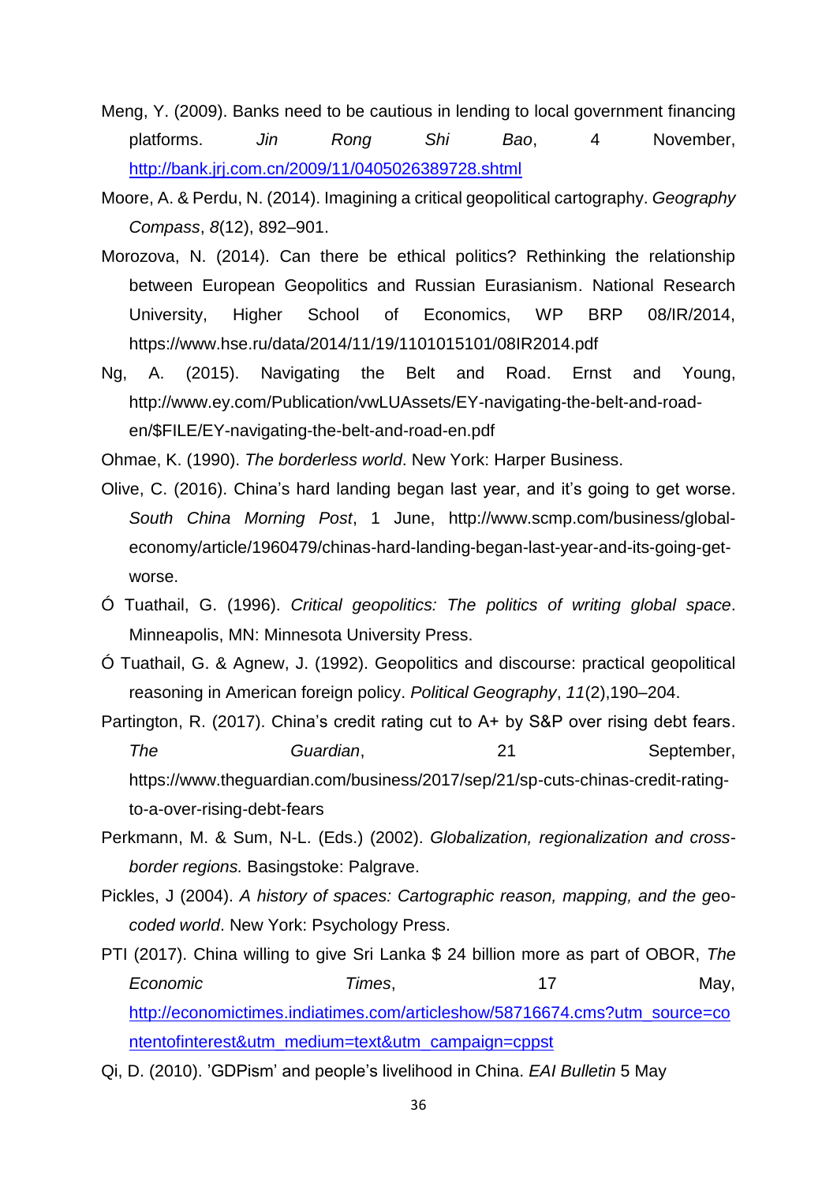Meng, Y. (2009). Banks need to be cautious in lending to local government financing platforms. *Jin Rong Shi Bao*, 4 November, http://bank.jrj.com.cn/2009/11/0405026389728.shtml

Moore, A. & Perdu, N. (2014). Imagining a critical geopolitical cartography. *Geography Compass*, *8*(12), 892–901.

Morozova, N. (2014). Can there be ethical politics? Rethinking the relationship between European Geopolitics and Russian Eurasianism. National Research University, Higher School of Economics, WP BRP 08/IR/2014, https://www.hse.ru/data/2014/11/19/1101015101/08IR2014.pdf

Ng, A. (2015). Navigating the Belt and Road. Ernst and Young, http://www.ey.com/Publication/vwLUAssets/EY-navigating-the-belt-and-road-en/$FILE/EY-navigating-the-belt-and-road-en.pdf

Ohmae, K. (1990). *The borderless world*. New York: Harper Business.

Olive, C. (2016). China's hard landing began last year, and it's going to get worse. *South China Morning Post*, 1 June, http://www.scmp.com/business/global-economy/article/1960479/chinas-hard-landing-began-last-year-and-its-going-get-worse.

Ó Tuathail, G. (1996). *Critical geopolitics: The politics of writing global space*. Minneapolis, MN: Minnesota University Press.

Ó Tuathail, G. & Agnew, J. (1992). Geopolitics and discourse: practical geopolitical reasoning in American foreign policy. *Political Geography*, *11*(2),190–204.

Partington, R. (2017). China's credit rating cut to A+ by S&P over rising debt fears. *The Guardian*, 21 September, https://www.theguardian.com/business/2017/sep/21/sp-cuts-chinas-credit-rating-to-a-over-rising-debt-fears

Perkmann, M. & Sum, N-L. (Eds.) (2002). *Globalization, regionalization and cross-border regions.* Basingstoke: Palgrave.

Pickles, J (2004). *A history of spaces: Cartographic reason, mapping, and the geo-coded world*. New York: Psychology Press.

PTI (2017). China willing to give Sri Lanka $ 24 billion more as part of OBOR, *The Economic Times*, 17 May, http://economictimes.indiatimes.com/articleshow/58716674.cms?utm_source=contentofinterest&utm_medium=text&utm_campaign=cppst

Qi, D. (2010). 'GDPism' and people's livelihood in China. *EAI Bulletin* 5 May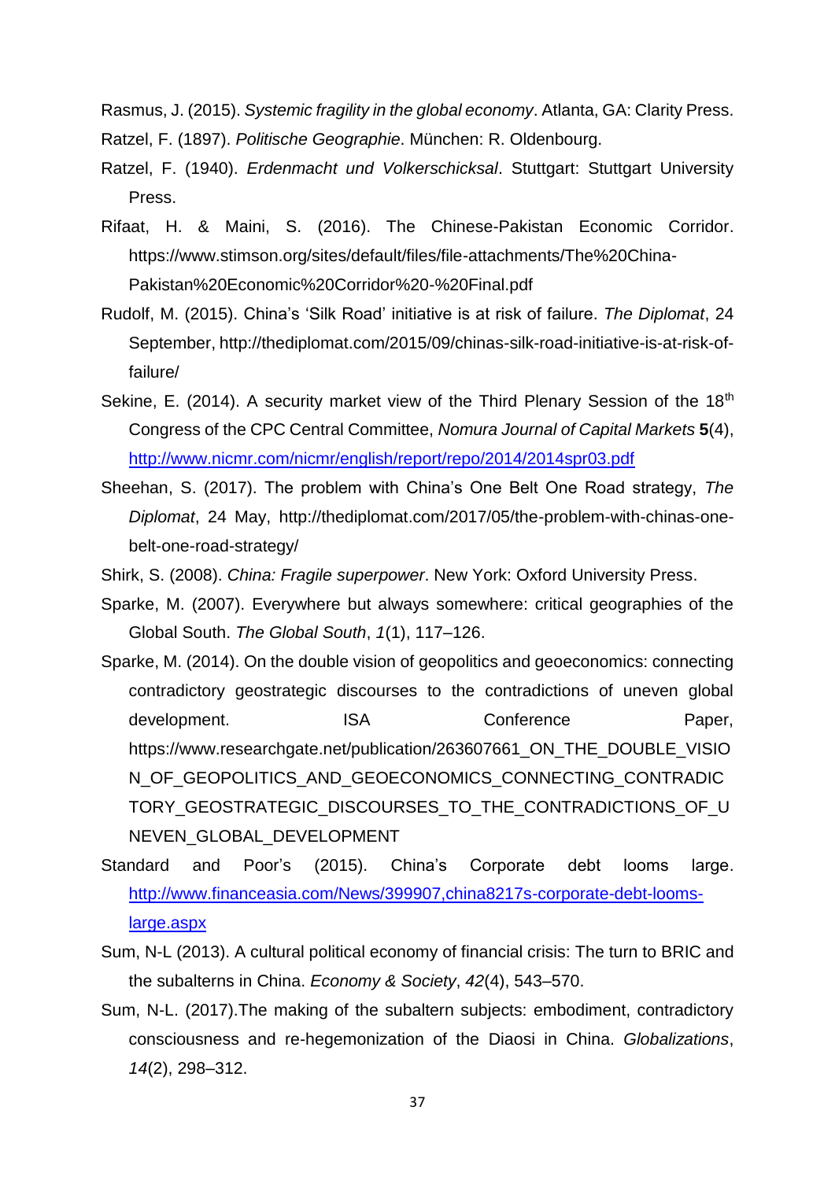Rasmus, J. (2015). *Systemic fragility in the global economy*. Atlanta, GA: Clarity Press.

Ratzel, F. (1897). *Politische Geographie*. München: R. Oldenbourg.

Ratzel, F. (1940). *Erdenmacht und Volkerschicksal*. Stuttgart: Stuttgart University Press.

Rifaat, H. & Maini, S. (2016). The Chinese-Pakistan Economic Corridor. https://www.stimson.org/sites/default/files/file-attachments/The%20China-Pakistan%20Economic%20Corridor%20-%20Final.pdf

Rudolf, M. (2015). China's 'Silk Road' initiative is at risk of failure. *The Diplomat*, 24 September, http://thediplomat.com/2015/09/chinas-silk-road-initiative-is-at-risk-of-failure/

Sekine, E. (2014). A security market view of the Third Plenary Session of the 18th Congress of the CPC Central Committee, *Nomura Journal of Capital Markets* **5**(4), http://www.nicmr.com/nicmr/english/report/repo/2014/2014spr03.pdf

Sheehan, S. (2017). The problem with China's One Belt One Road strategy, *The Diplomat*, 24 May, http://thediplomat.com/2017/05/the-problem-with-chinas-one-belt-one-road-strategy/

Shirk, S. (2008). *China: Fragile superpower*. New York: Oxford University Press.

Sparke, M. (2007). Everywhere but always somewhere: critical geographies of the Global South. *The Global South*, *1*(1), 117–126.

Sparke, M. (2014). On the double vision of geopolitics and geoeconomics: connecting contradictory geostrategic discourses to the contradictions of uneven global development. ISA Conference Paper, https://www.researchgate.net/publication/263607661_ON_THE_DOUBLE_VISION_OF_GEOPOLITICS_AND_GEOECONOMICS_CONNECTING_CONTRADICTORY_GEOSTRATEGIC_DISCOURSES_TO_THE_CONTRADICTIONS_OF_UNEVEN_GLOBAL_DEVELOPMENT

Standard and Poor's (2015). China's Corporate debt looms large. http://www.financeasia.com/News/399907,china8217s-corporate-debt-looms-large.aspx

Sum, N-L (2013). A cultural political economy of financial crisis: The turn to BRIC and the subalterns in China. *Economy & Society*, *42*(4), 543–570.

Sum, N-L. (2017).The making of the subaltern subjects: embodiment, contradictory consciousness and re-hegemonization of the Diaosi in China. *Globalizations*, *14*(2), 298–312.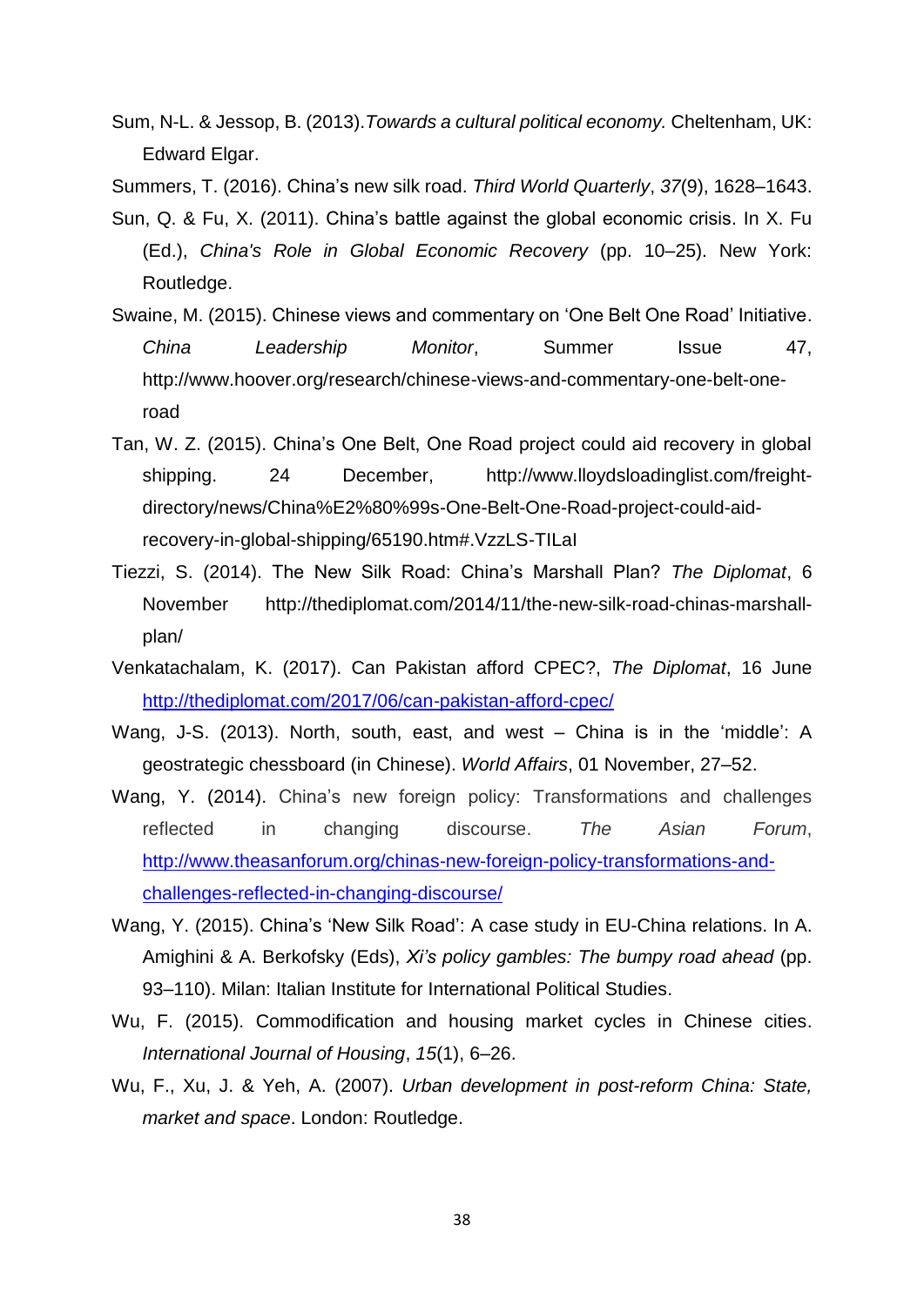Sum, N-L. & Jessop, B. (2013).*Towards a cultural political economy.* Cheltenham, UK: Edward Elgar.

Summers, T. (2016). China's new silk road. *Third World Quarterly*, *37*(9), 1628–1643.

Sun, Q. & Fu, X. (2011). China's battle against the global economic crisis. In X. Fu (Ed.), *China's Role in Global Economic Recovery* (pp. 10–25). New York: Routledge.

Swaine, M. (2015). Chinese views and commentary on 'One Belt One Road' Initiative. *China Leadership Monitor*, Summer Issue 47, http://www.hoover.org/research/chinese-views-and-commentary-one-belt-one-road

Tan, W. Z. (2015). China's One Belt, One Road project could aid recovery in global shipping. 24 December, http://www.lloydsloadinglist.com/freight-directory/news/China%E2%80%99s-One-Belt-One-Road-project-could-aid-recovery-in-global-shipping/65190.htm#.VzzLS-TILaI

Tiezzi, S. (2014). The New Silk Road: China's Marshall Plan? *The Diplomat*, 6 November http://thediplomat.com/2014/11/the-new-silk-road-chinas-marshall-plan/

Venkatachalam, K. (2017). Can Pakistan afford CPEC?, *The Diplomat*, 16 June http://thediplomat.com/2017/06/can-pakistan-afford-cpec/

Wang, J-S. (2013). North, south, east, and west – China is in the 'middle': A geostrategic chessboard (in Chinese). *World Affairs*, 01 November, 27–52.

Wang, Y. (2014). China's new foreign policy: Transformations and challenges reflected in changing discourse. *The Asian Forum*, http://www.theasanforum.org/chinas-new-foreign-policy-transformations-and-challenges-reflected-in-changing-discourse/

Wang, Y. (2015). China's 'New Silk Road': A case study in EU-China relations. In A. Amighini & A. Berkofsky (Eds), *Xi's policy gambles: The bumpy road ahead* (pp. 93–110). Milan: Italian Institute for International Political Studies.

Wu, F. (2015). Commodification and housing market cycles in Chinese cities. *International Journal of Housing*, *15*(1), 6–26.

Wu, F., Xu, J. & Yeh, A. (2007). *Urban development in post-reform China: State, market and space*. London: Routledge.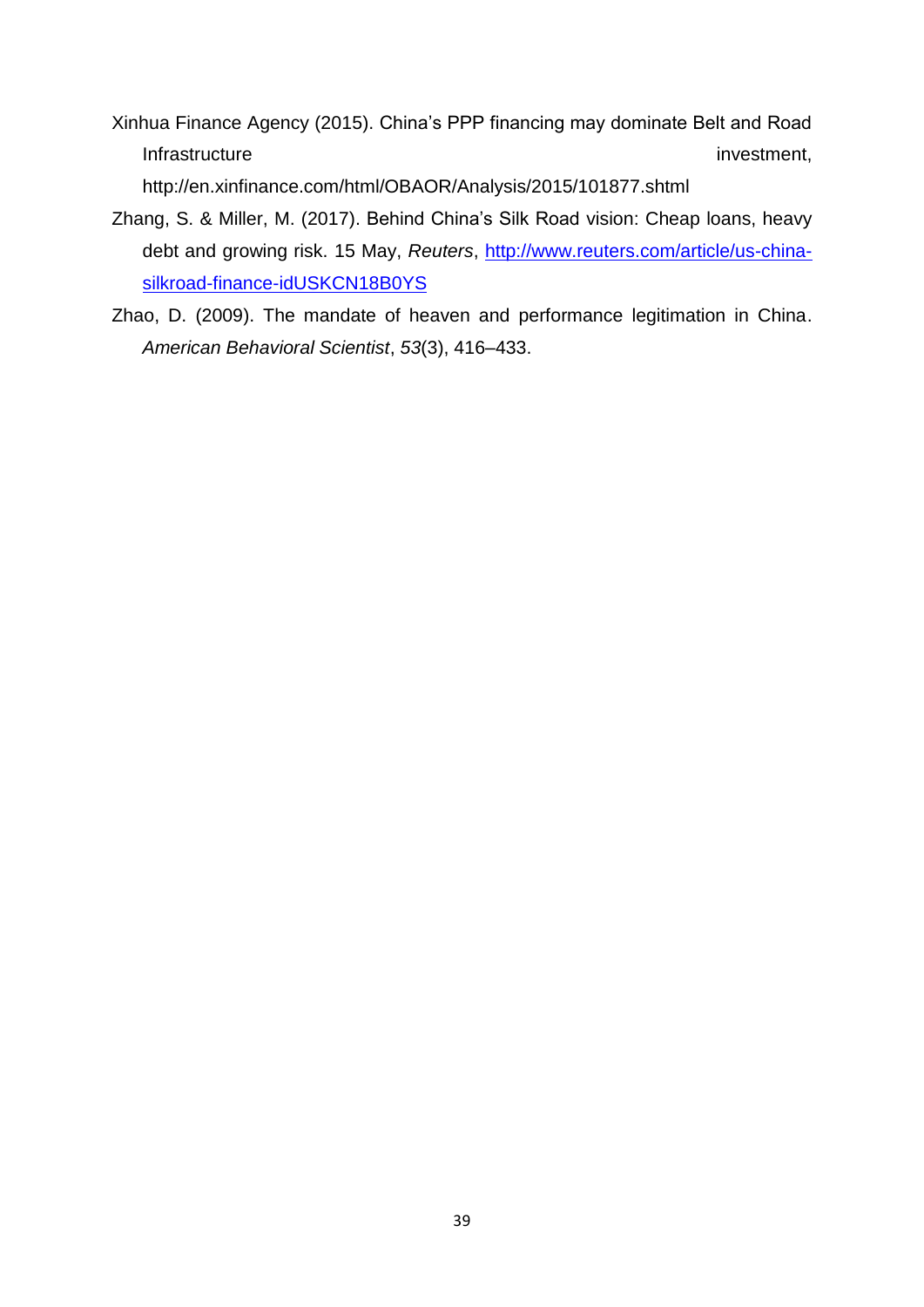Xinhua Finance Agency (2015). China's PPP financing may dominate Belt and Road Infrastructure investment, http://en.xinfinance.com/html/OBAOR/Analysis/2015/101877.shtml

Zhang, S. & Miller, M. (2017). Behind China's Silk Road vision: Cheap loans, heavy debt and growing risk. 15 May, *Reuters*, http://www.reuters.com/article/us-china-silkroad-finance-idUSKCN18B0YS

Zhao, D. (2009). The mandate of heaven and performance legitimation in China. *American Behavioral Scientist*, *53*(3), 416–433.